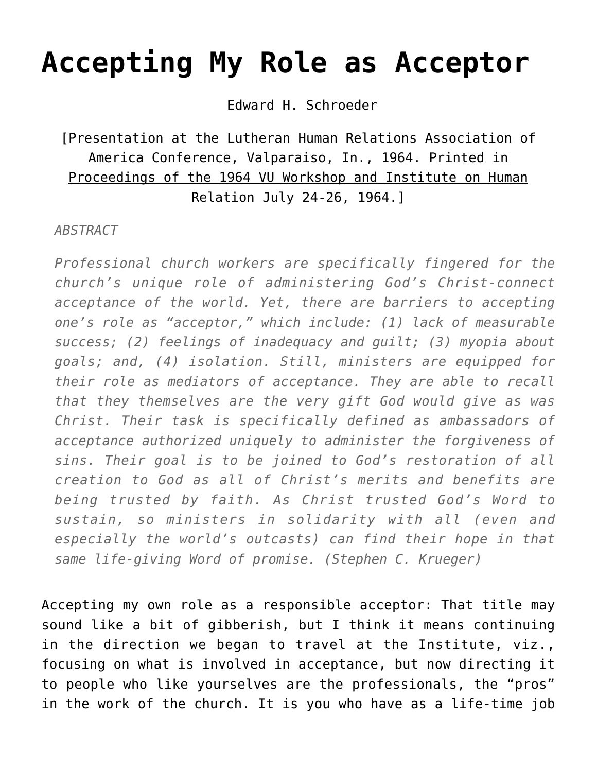# Accepting My Role as Acceptor

Edward H. Schroeder

[Presentation at the Lutheran Human Relations Association of America Conference, Valparaiso, In., 1964. Printed in Proceedings of the 1964 VU Workshop and Institute on Human Relation July 24-26, 1964.]

*ABSTRACT*

*Professional church workers are specifically fingered for the church's unique role of administering God's Christ-connect acceptance of the world. Yet, there are barriers to accepting one's role as "acceptor," which include: (1) lack of measurable success; (2) feelings of inadequacy and guilt; (3) myopia about goals; and, (4) isolation. Still, ministers are equipped for their role as mediators of acceptance. They are able to recall that they themselves are the very gift God would give as was Christ. Their task is specifically defined as ambassadors of acceptance authorized uniquely to administer the forgiveness of sins. Their goal is to be joined to God's restoration of all creation to God as all of Christ's merits and benefits are being trusted by faith. As Christ trusted God's Word to sustain, so ministers in solidarity with all (even and especially the world's outcasts) can find their hope in that same life-giving Word of promise. (Stephen C. Krueger)*

Accepting my own role as a responsible acceptor: That title may sound like a bit of gibberish, but I think it means continuing in the direction we began to travel at the Institute, viz., focusing on what is involved in acceptance, but now directing it to people who like yourselves are the professionals, the "pros" in the work of the church. It is you who have as a life-time job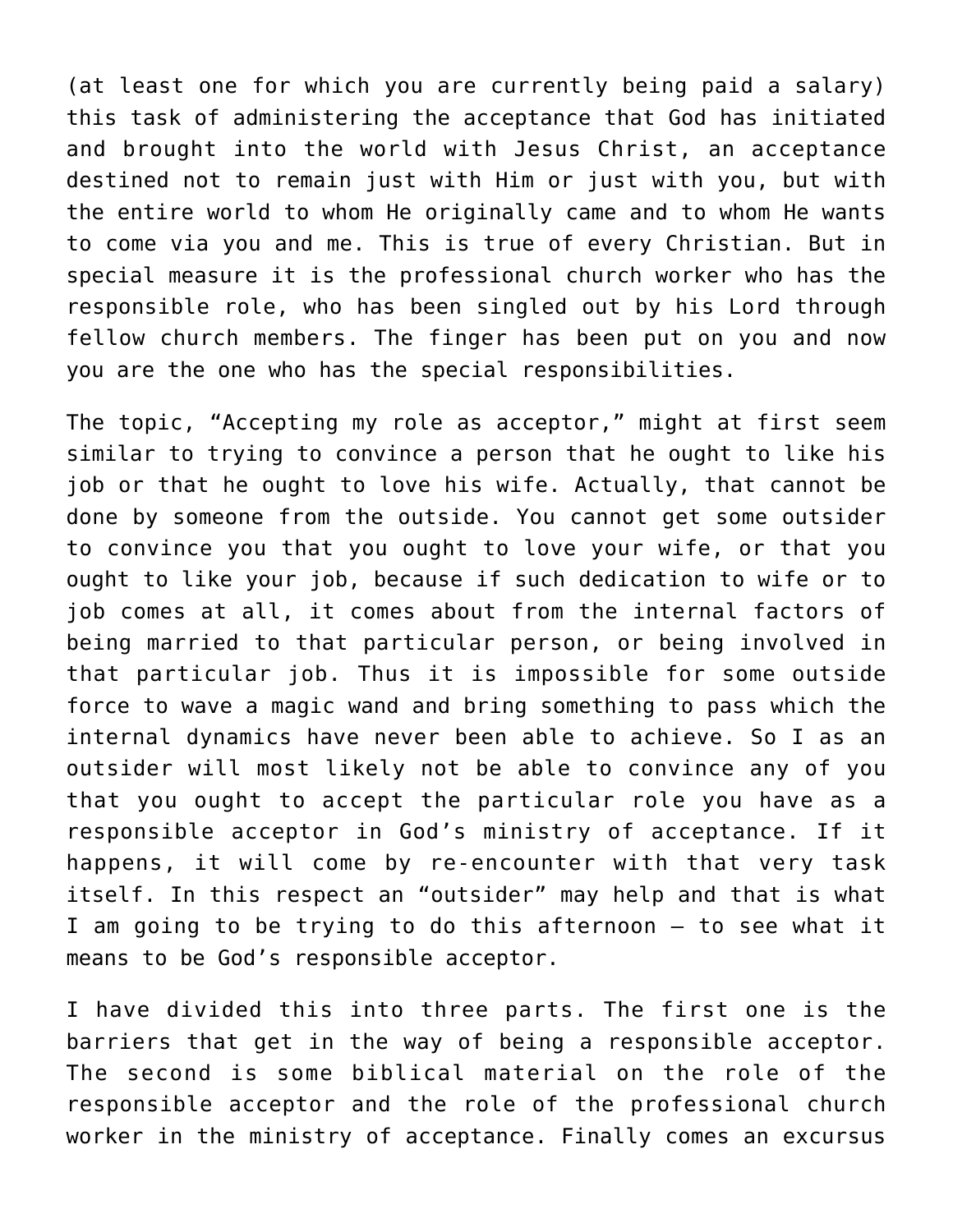(at least one for which you are currently being paid a salary) this task of administering the acceptance that God has initiated and brought into the world with Jesus Christ, an acceptance destined not to remain just with Him or just with you, but with the entire world to whom He originally came and to whom He wants to come via you and me. This is true of every Christian. But in special measure it is the professional church worker who has the responsible role, who has been singled out by his Lord through fellow church members. The finger has been put on you and now you are the one who has the special responsibilities.

The topic, "Accepting my role as acceptor," might at first seem similar to trying to convince a person that he ought to like his job or that he ought to love his wife. Actually, that cannot be done by someone from the outside. You cannot get some outsider to convince you that you ought to love your wife, or that you ought to like your job, because if such dedication to wife or to job comes at all, it comes about from the internal factors of being married to that particular person, or being involved in that particular job. Thus it is impossible for some outside force to wave a magic wand and bring something to pass which the internal dynamics have never been able to achieve. So I as an outsider will most likely not be able to convince any of you that you ought to accept the particular role you have as a responsible acceptor in God's ministry of acceptance. If it happens, it will come by re-encounter with that very task itself. In this respect an "outsider" may help and that is what I am going to be trying to do this afternoon – to see what it means to be God's responsible acceptor.

I have divided this into three parts. The first one is the barriers that get in the way of being a responsible acceptor. The second is some biblical material on the role of the responsible acceptor and the role of the professional church worker in the ministry of acceptance. Finally comes an excursus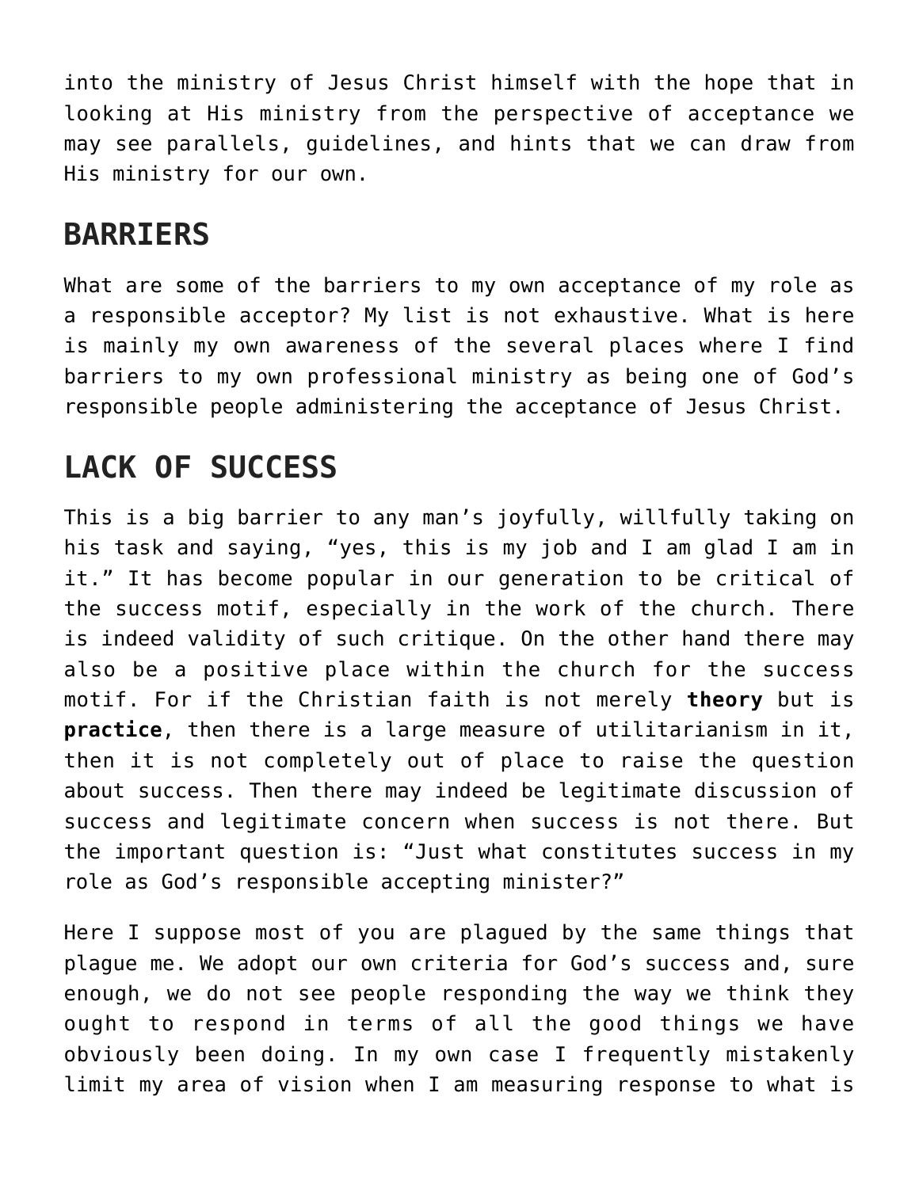into the ministry of Jesus Christ himself with the hope that in looking at His ministry from the perspective of acceptance we may see parallels, guidelines, and hints that we can draw from His ministry for our own.

## BARRIERS

What are some of the barriers to my own acceptance of my role as a responsible acceptor? My list is not exhaustive. What is here is mainly my own awareness of the several places where I find barriers to my own professional ministry as being one of God's responsible people administering the acceptance of Jesus Christ.

## LACK OF SUCCESS

This is a big barrier to any man's joyfully, willfully taking on his task and saying, "yes, this is my job and I am glad I am in it." It has become popular in our generation to be critical of the success motif, especially in the work of the church. There is indeed validity of such critique. On the other hand there may also be a positive place within the church for the success motif. For if the Christian faith is not merely **theory** but is **practice**, then there is a large measure of utilitarianism in it, then it is not completely out of place to raise the question about success. Then there may indeed be legitimate discussion of success and legitimate concern when success is not there. But the important question is: "Just what constitutes success in my role as God's responsible accepting minister?"

Here I suppose most of you are plagued by the same things that plague me. We adopt our own criteria for God's success and, sure enough, we do not see people responding the way we think they ought to respond in terms of all the good things we have obviously been doing. In my own case I frequently mistakenly limit my area of vision when I am measuring response to what is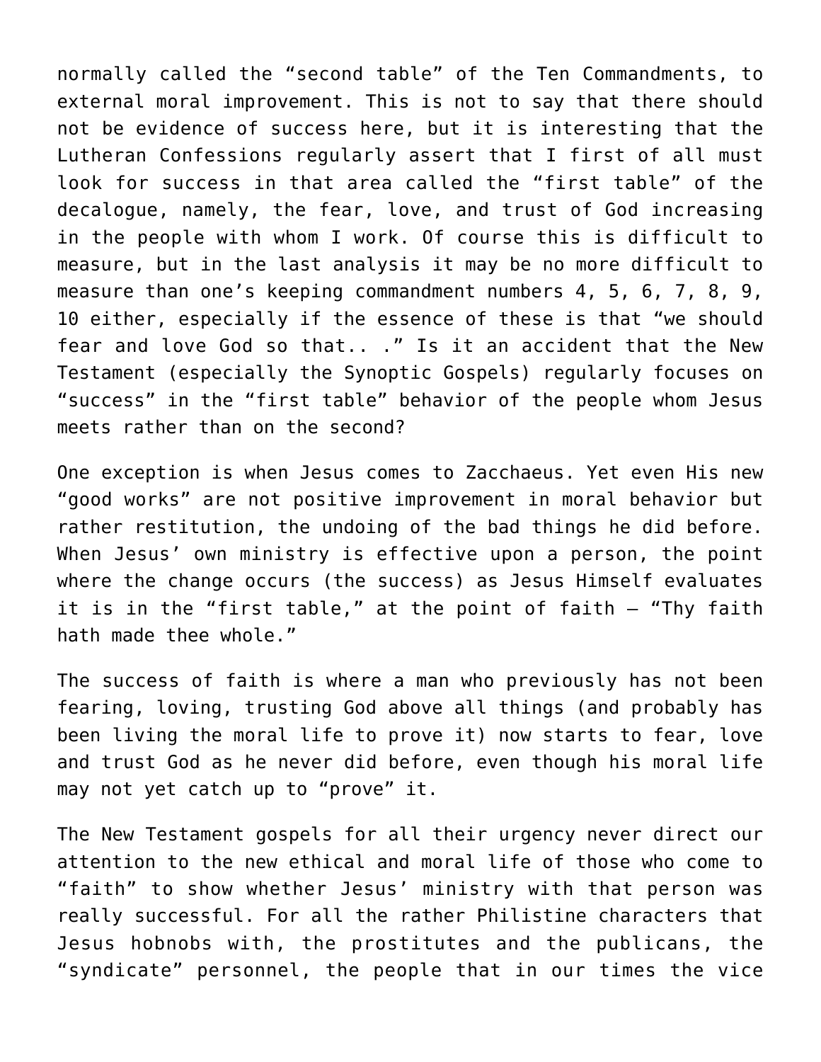normally called the "second table" of the Ten Commandments, to external moral improvement. This is not to say that there should not be evidence of success here, but it is interesting that the Lutheran Confessions regularly assert that I first of all must look for success in that area called the "first table" of the decalogue, namely, the fear, love, and trust of God increasing in the people with whom I work. Of course this is difficult to measure, but in the last analysis it may be no more difficult to measure than one's keeping commandment numbers 4, 5, 6, 7, 8, 9, 10 either, especially if the essence of these is that "we should fear and love God so that.. ." Is it an accident that the New Testament (especially the Synoptic Gospels) regularly focuses on "success" in the "first table" behavior of the people whom Jesus meets rather than on the second?

One exception is when Jesus comes to Zacchaeus. Yet even His new "good works" are not positive improvement in moral behavior but rather restitution, the undoing of the bad things he did before. When Jesus' own ministry is effective upon a person, the point where the change occurs (the success) as Jesus Himself evaluates it is in the "first table," at the point of faith – "Thy faith hath made thee whole."

The success of faith is where a man who previously has not been fearing, loving, trusting God above all things (and probably has been living the moral life to prove it) now starts to fear, love and trust God as he never did before, even though his moral life may not yet catch up to "prove" it.

The New Testament gospels for all their urgency never direct our attention to the new ethical and moral life of those who come to "faith" to show whether Jesus' ministry with that person was really successful. For all the rather Philistine characters that Jesus hobnobs with, the prostitutes and the publicans, the "syndicate" personnel, the people that in our times the vice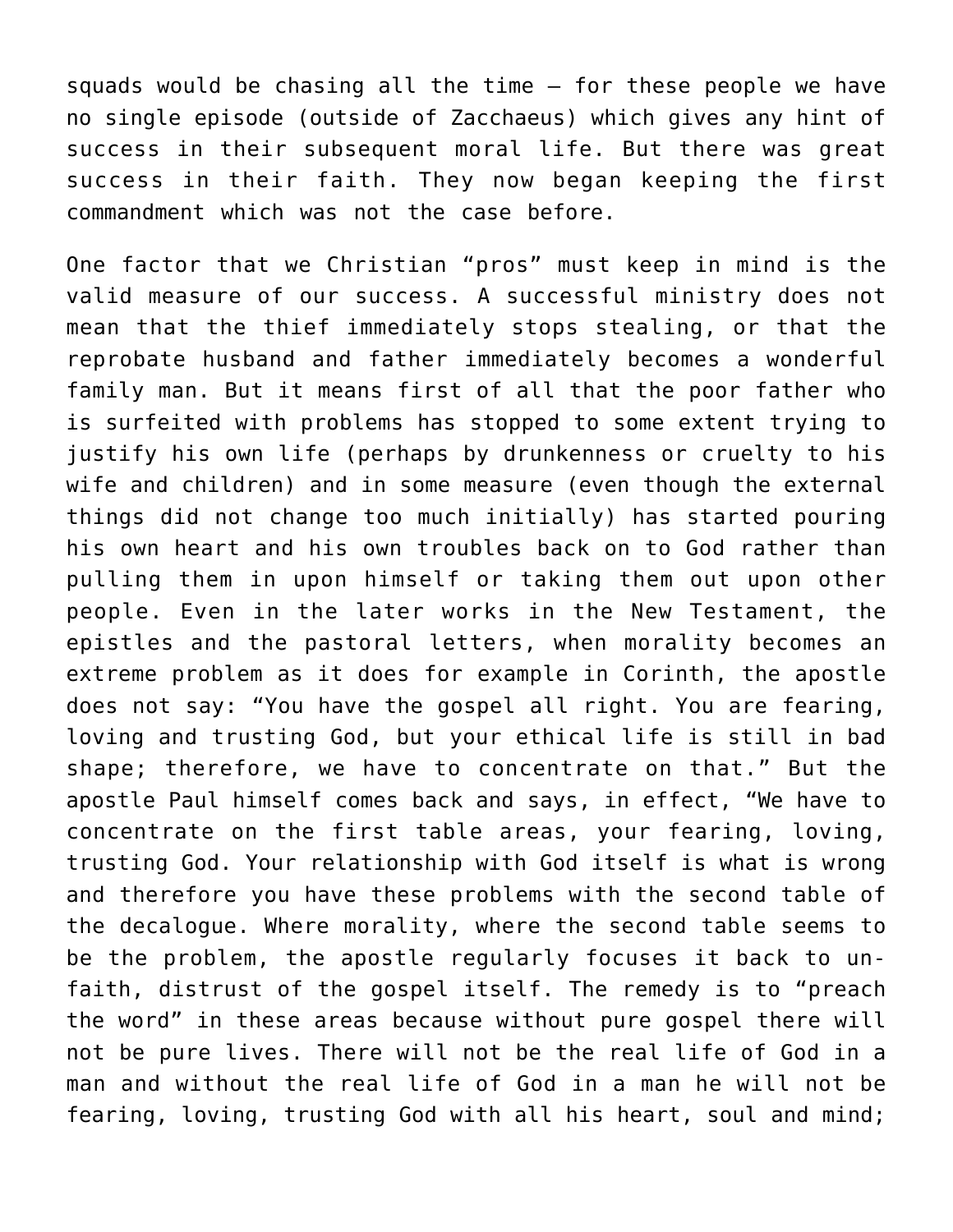squads would be chasing all the time — for these people we have no single episode (outside of Zacchaeus) which gives any hint of success in their subsequent moral life. But there was great success in their faith. They now began keeping the first commandment which was not the case before.

One factor that we Christian "pros" must keep in mind is the valid measure of our success. A successful ministry does not mean that the thief immediately stops stealing, or that the reprobate husband and father immediately becomes a wonderful family man. But it means first of all that the poor father who is surfeited with problems has stopped to some extent trying to justify his own life (perhaps by drunkenness or cruelty to his wife and children) and in some measure (even though the external things did not change too much initially) has started pouring his own heart and his own troubles back on to God rather than pulling them in upon himself or taking them out upon other people. Even in the later works in the New Testament, the epistles and the pastoral letters, when morality becomes an extreme problem as it does for example in Corinth, the apostle does not say: "You have the gospel all right. You are fearing, loving and trusting God, but your ethical life is still in bad shape; therefore, we have to concentrate on that." But the apostle Paul himself comes back and says, in effect, "We have to concentrate on the first table areas, your fearing, loving, trusting God. Your relationship with God itself is what is wrong and therefore you have these problems with the second table of the decalogue. Where morality, where the second table seems to be the problem, the apostle regularly focuses it back to un-faith, distrust of the gospel itself. The remedy is to "preach the word" in these areas because without pure gospel there will not be pure lives. There will not be the real life of God in a man and without the real life of God in a man he will not be fearing, loving, trusting God with all his heart, soul and mind;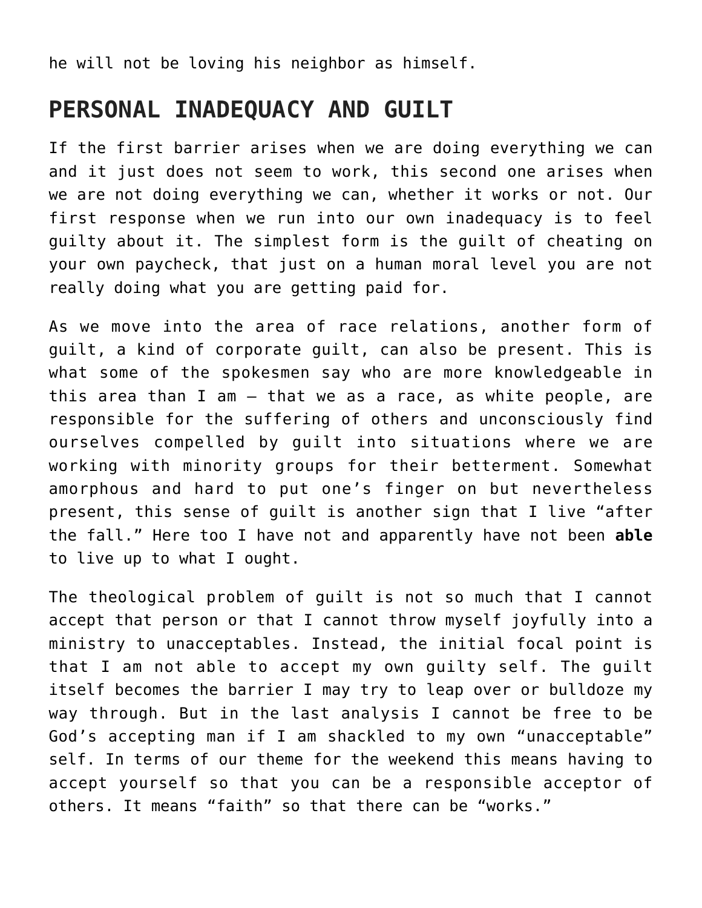he will not be loving his neighbor as himself.

## PERSONAL INADEQUACY AND GUILT

If the first barrier arises when we are doing everything we can and it just does not seem to work, this second one arises when we are not doing everything we can, whether it works or not. Our first response when we run into our own inadequacy is to feel guilty about it. The simplest form is the guilt of cheating on your own paycheck, that just on a human moral level you are not really doing what you are getting paid for.

As we move into the area of race relations, another form of guilt, a kind of corporate guilt, can also be present. This is what some of the spokesmen say who are more knowledgeable in this area than I am – that we as a race, as white people, are responsible for the suffering of others and unconsciously find ourselves compelled by guilt into situations where we are working with minority groups for their betterment. Somewhat amorphous and hard to put one's finger on but nevertheless present, this sense of guilt is another sign that I live "after the fall." Here too I have not and apparently have not been **able** to live up to what I ought.

The theological problem of guilt is not so much that I cannot accept that person or that I cannot throw myself joyfully into a ministry to unacceptables. Instead, the initial focal point is that I am not able to accept my own guilty self. The guilt itself becomes the barrier I may try to leap over or bulldoze my way through. But in the last analysis I cannot be free to be God's accepting man if I am shackled to my own "unacceptable" self. In terms of our theme for the weekend this means having to accept yourself so that you can be a responsible acceptor of others. It means "faith" so that there can be "works."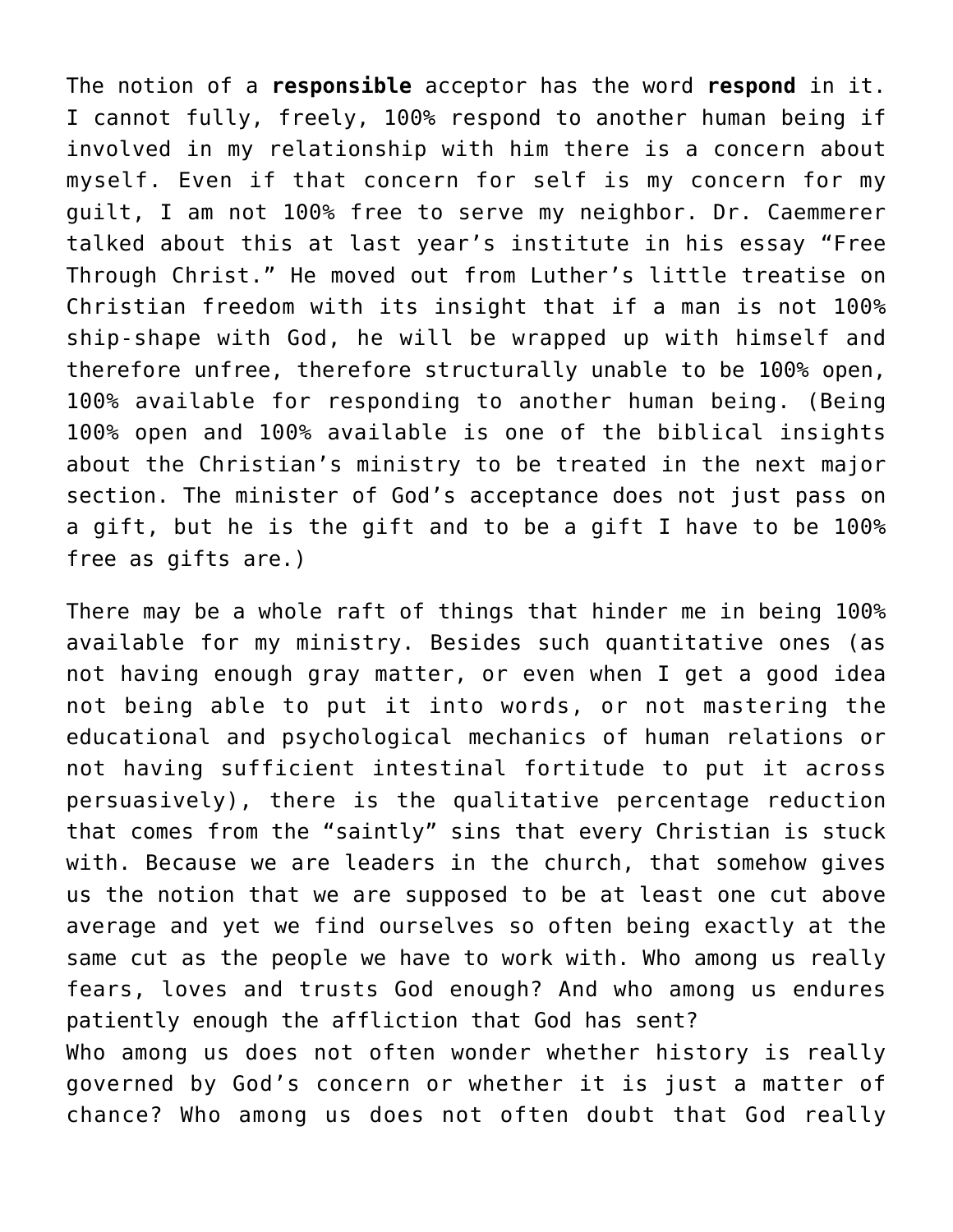The notion of a **responsible** acceptor has the word **respond** in it. I cannot fully, freely, 100% respond to another human being if involved in my relationship with him there is a concern about myself. Even if that concern for self is my concern for my guilt, I am not 100% free to serve my neighbor. Dr. Caemmerer talked about this at last year's institute in his essay "Free Through Christ." He moved out from Luther's little treatise on Christian freedom with its insight that if a man is not 100% ship-shape with God, he will be wrapped up with himself and therefore unfree, therefore structurally unable to be 100% open, 100% available for responding to another human being. (Being 100% open and 100% available is one of the biblical insights about the Christian's ministry to be treated in the next major section. The minister of God's acceptance does not just pass on a gift, but he is the gift and to be a gift I have to be 100% free as gifts are.)

There may be a whole raft of things that hinder me in being 100% available for my ministry. Besides such quantitative ones (as not having enough gray matter, or even when I get a good idea not being able to put it into words, or not mastering the educational and psychological mechanics of human relations or not having sufficient intestinal fortitude to put it across persuasively), there is the qualitative percentage reduction that comes from the "saintly" sins that every Christian is stuck with. Because we are leaders in the church, that somehow gives us the notion that we are supposed to be at least one cut above average and yet we find ourselves so often being exactly at the same cut as the people we have to work with. Who among us really fears, loves and trusts God enough? And who among us endures patiently enough the affliction that God has sent?
Who among us does not often wonder whether history is really governed by God's concern or whether it is just a matter of chance? Who among us does not often doubt that God really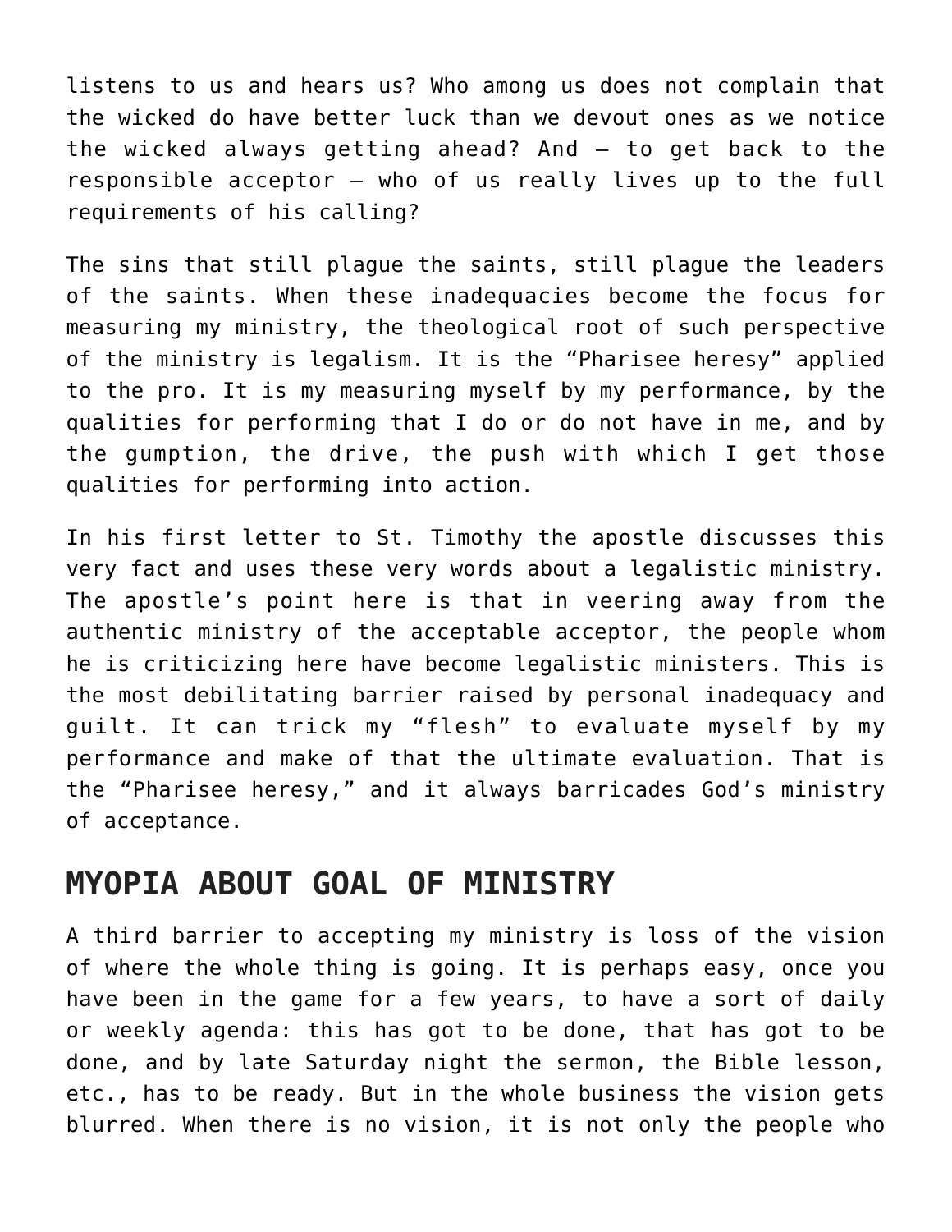listens to us and hears us? Who among us does not complain that the wicked do have better luck than we devout ones as we notice the wicked always getting ahead? And – to get back to the responsible acceptor – who of us really lives up to the full requirements of his calling?

The sins that still plague the saints, still plague the leaders of the saints. When these inadequacies become the focus for measuring my ministry, the theological root of such perspective of the ministry is legalism. It is the “Pharisee heresy” applied to the pro. It is my measuring myself by my performance, by the qualities for performing that I do or do not have in me, and by the gumption, the drive, the push with which I get those qualities for performing into action.

In his first letter to St. Timothy the apostle discusses this very fact and uses these very words about a legalistic ministry. The apostle’s point here is that in veering away from the authentic ministry of the acceptable acceptor, the people whom he is criticizing here have become legalistic ministers. This is the most debilitating barrier raised by personal inadequacy and guilt. It can trick my “flesh” to evaluate myself by my performance and make of that the ultimate evaluation. That is the “Pharisee heresy,” and it always barricades God’s ministry of acceptance.

## MYOPIA ABOUT GOAL OF MINISTRY

A third barrier to accepting my ministry is loss of the vision of where the whole thing is going. It is perhaps easy, once you have been in the game for a few years, to have a sort of daily or weekly agenda: this has got to be done, that has got to be done, and by late Saturday night the sermon, the Bible lesson, etc., has to be ready. But in the whole business the vision gets blurred. When there is no vision, it is not only the people who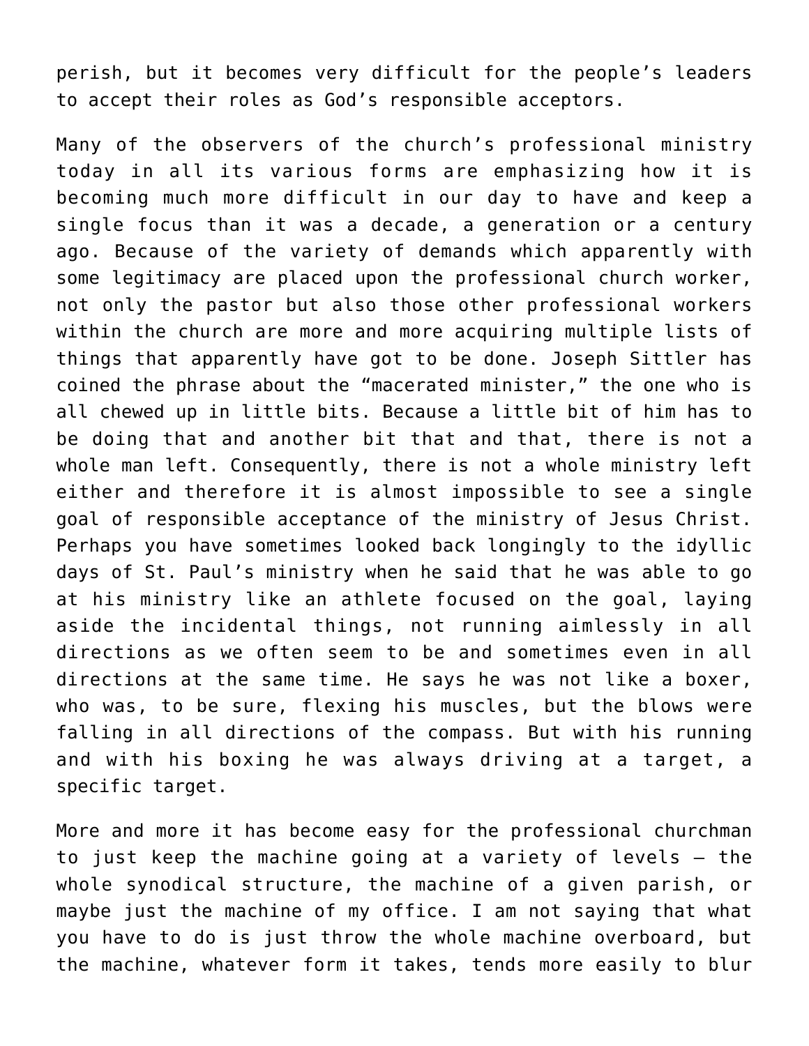perish, but it becomes very difficult for the people's leaders to accept their roles as God's responsible acceptors.

Many of the observers of the church's professional ministry today in all its various forms are emphasizing how it is becoming much more difficult in our day to have and keep a single focus than it was a decade, a generation or a century ago. Because of the variety of demands which apparently with some legitimacy are placed upon the professional church worker, not only the pastor but also those other professional workers within the church are more and more acquiring multiple lists of things that apparently have got to be done. Joseph Sittler has coined the phrase about the "macerated minister," the one who is all chewed up in little bits. Because a little bit of him has to be doing that and another bit that and that, there is not a whole man left. Consequently, there is not a whole ministry left either and therefore it is almost impossible to see a single goal of responsible acceptance of the ministry of Jesus Christ. Perhaps you have sometimes looked back longingly to the idyllic days of St. Paul's ministry when he said that he was able to go at his ministry like an athlete focused on the goal, laying aside the incidental things, not running aimlessly in all directions as we often seem to be and sometimes even in all directions at the same time. He says he was not like a boxer, who was, to be sure, flexing his muscles, but the blows were falling in all directions of the compass. But with his running and with his boxing he was always driving at a target, a specific target.

More and more it has become easy for the professional churchman to just keep the machine going at a variety of levels – the whole synodical structure, the machine of a given parish, or maybe just the machine of my office. I am not saying that what you have to do is just throw the whole machine overboard, but the machine, whatever form it takes, tends more easily to blur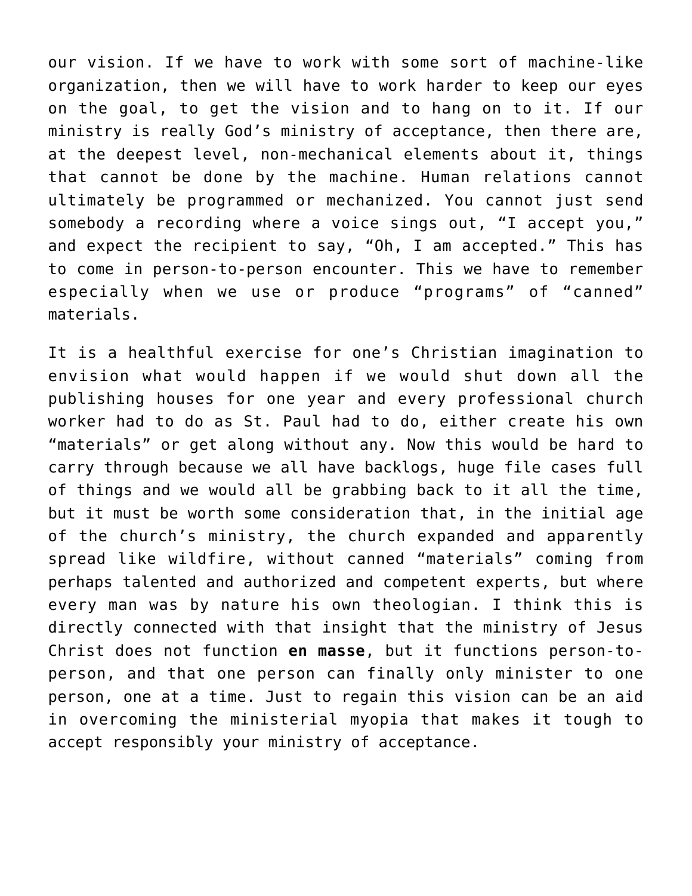our vision. If we have to work with some sort of machine-like organization, then we will have to work harder to keep our eyes on the goal, to get the vision and to hang on to it. If our ministry is really God's ministry of acceptance, then there are, at the deepest level, non-mechanical elements about it, things that cannot be done by the machine. Human relations cannot ultimately be programmed or mechanized. You cannot just send somebody a recording where a voice sings out, "I accept you," and expect the recipient to say, "Oh, I am accepted." This has to come in person-to-person encounter. This we have to remember especially when we use or produce "programs" of "canned" materials.

It is a healthful exercise for one's Christian imagination to envision what would happen if we would shut down all the publishing houses for one year and every professional church worker had to do as St. Paul had to do, either create his own "materials" or get along without any. Now this would be hard to carry through because we all have backlogs, huge file cases full of things and we would all be grabbing back to it all the time, but it must be worth some consideration that, in the initial age of the church's ministry, the church expanded and apparently spread like wildfire, without canned "materials" coming from perhaps talented and authorized and competent experts, but where every man was by nature his own theologian. I think this is directly connected with that insight that the ministry of Jesus Christ does not function **en masse**, but it functions person-to-person, and that one person can finally only minister to one person, one at a time. Just to regain this vision can be an aid in overcoming the ministerial myopia that makes it tough to accept responsibly your ministry of acceptance.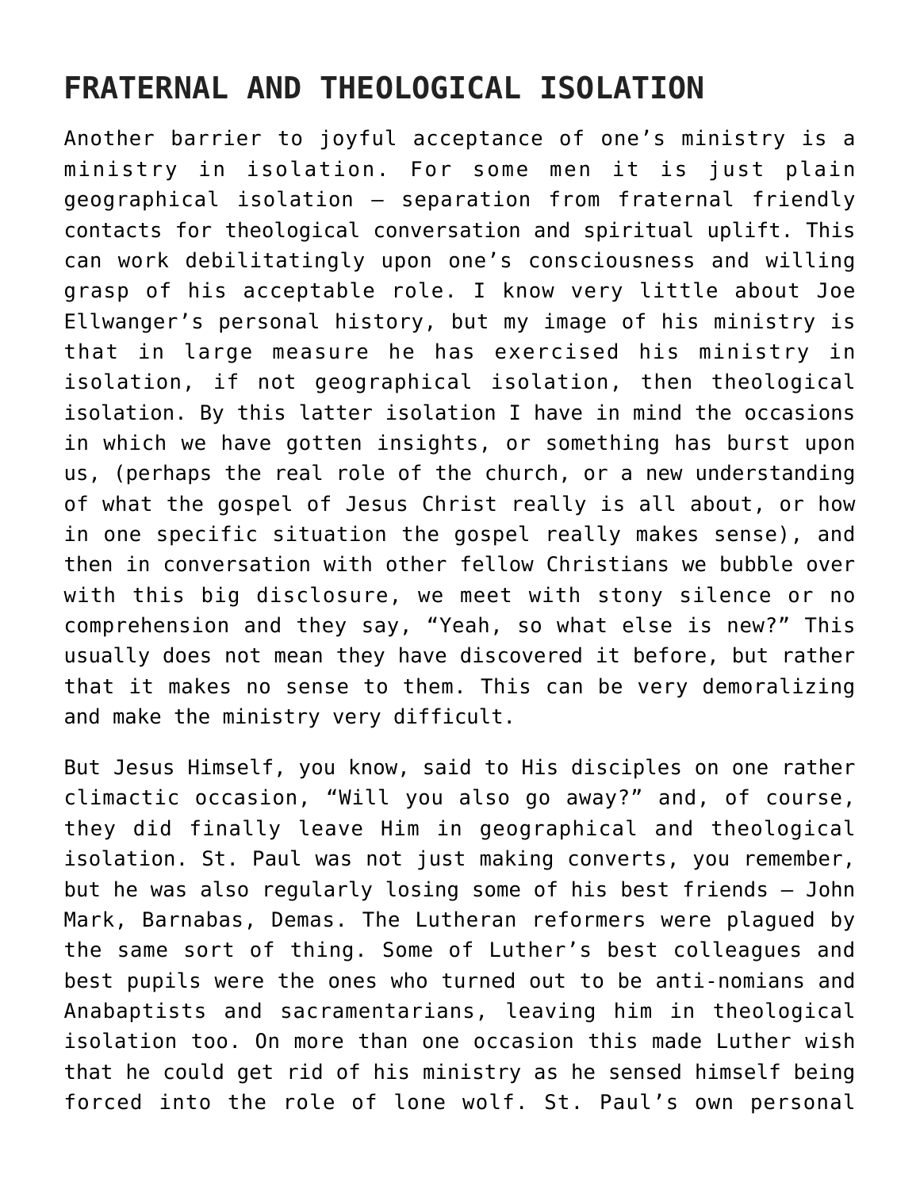## FRATERNAL AND THEOLOGICAL ISOLATION

Another barrier to joyful acceptance of one's ministry is a ministry in isolation. For some men it is just plain geographical isolation – separation from fraternal friendly contacts for theological conversation and spiritual uplift. This can work debilitatingly upon one's consciousness and willing grasp of his acceptable role. I know very little about Joe Ellwanger's personal history, but my image of his ministry is that in large measure he has exercised his ministry in isolation, if not geographical isolation, then theological isolation. By this latter isolation I have in mind the occasions in which we have gotten insights, or something has burst upon us, (perhaps the real role of the church, or a new understanding of what the gospel of Jesus Christ really is all about, or how in one specific situation the gospel really makes sense), and then in conversation with other fellow Christians we bubble over with this big disclosure, we meet with stony silence or no comprehension and they say, "Yeah, so what else is new?" This usually does not mean they have discovered it before, but rather that it makes no sense to them. This can be very demoralizing and make the ministry very difficult.

But Jesus Himself, you know, said to His disciples on one rather climactic occasion, "Will you also go away?" and, of course, they did finally leave Him in geographical and theological isolation. St. Paul was not just making converts, you remember, but he was also regularly losing some of his best friends – John Mark, Barnabas, Demas. The Lutheran reformers were plagued by the same sort of thing. Some of Luther's best colleagues and best pupils were the ones who turned out to be anti-nomians and Anabaptists and sacramentarians, leaving him in theological isolation too. On more than one occasion this made Luther wish that he could get rid of his ministry as he sensed himself being forced into the role of lone wolf. St. Paul's own personal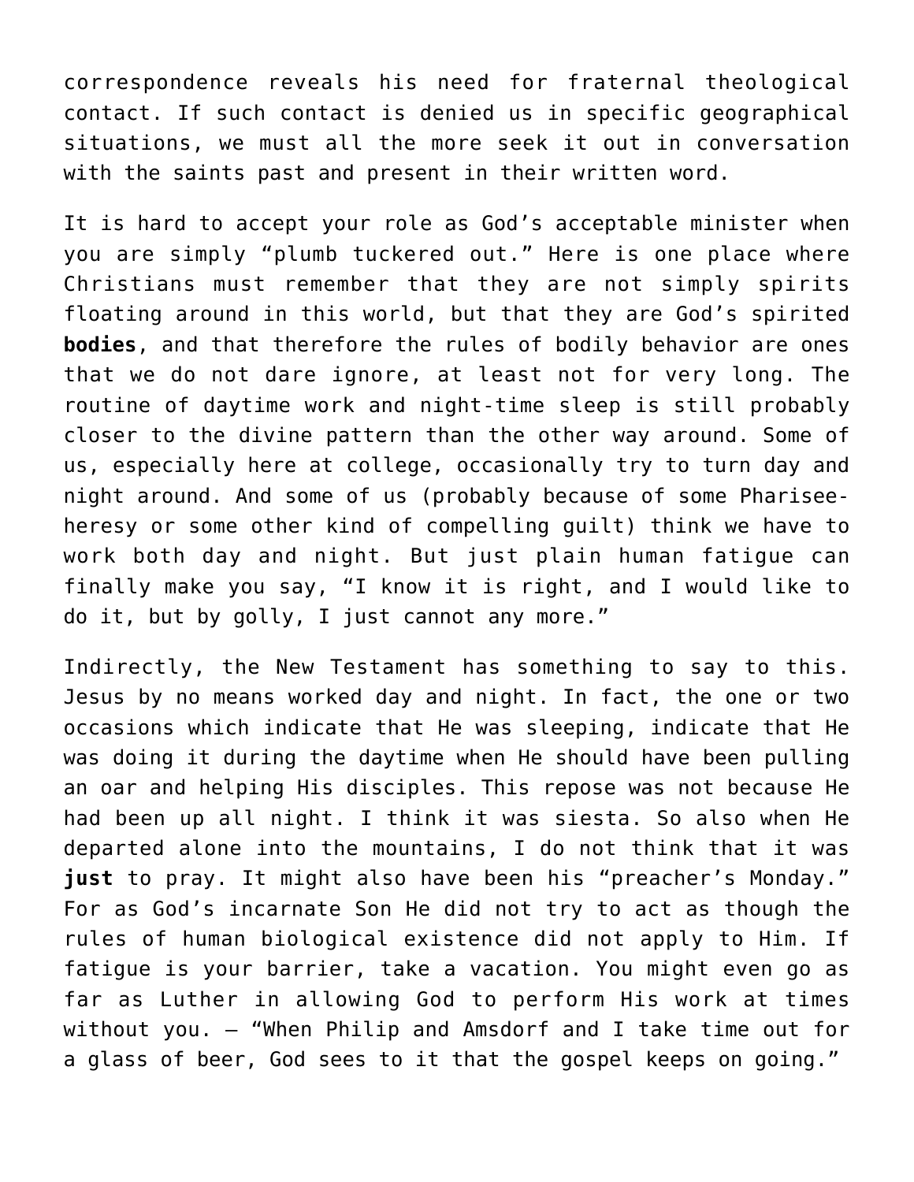correspondence reveals his need for fraternal theological contact. If such contact is denied us in specific geographical situations, we must all the more seek it out in conversation with the saints past and present in their written word.

It is hard to accept your role as God's acceptable minister when you are simply "plumb tuckered out." Here is one place where Christians must remember that they are not simply spirits floating around in this world, but that they are God's spirited **bodies**, and that therefore the rules of bodily behavior are ones that we do not dare ignore, at least not for very long. The routine of daytime work and night-time sleep is still probably closer to the divine pattern than the other way around. Some of us, especially here at college, occasionally try to turn day and night around. And some of us (probably because of some Pharisee-heresy or some other kind of compelling guilt) think we have to work both day and night. But just plain human fatigue can finally make you say, "I know it is right, and I would like to do it, but by golly, I just cannot any more."

Indirectly, the New Testament has something to say to this. Jesus by no means worked day and night. In fact, the one or two occasions which indicate that He was sleeping, indicate that He was doing it during the daytime when He should have been pulling an oar and helping His disciples. This repose was not because He had been up all night. I think it was siesta. So also when He departed alone into the mountains, I do not think that it was **just** to pray. It might also have been his "preacher's Monday." For as God's incarnate Son He did not try to act as though the rules of human biological existence did not apply to Him. If fatigue is your barrier, take a vacation. You might even go as far as Luther in allowing God to perform His work at times without you. — "When Philip and Amsdorf and I take time out for a glass of beer, God sees to it that the gospel keeps on going."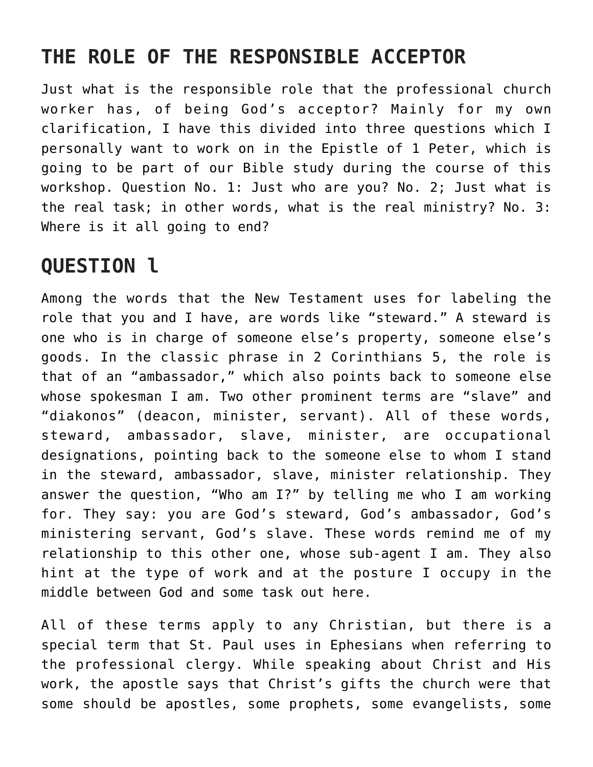## THE ROLE OF THE RESPONSIBLE ACCEPTOR

Just what is the responsible role that the professional church worker has, of being God's acceptor? Mainly for my own clarification, I have this divided into three questions which I personally want to work on in the Epistle of 1 Peter, which is going to be part of our Bible study during the course of this workshop. Question No. 1: Just who are you? No. 2; Just what is the real task; in other words, what is the real ministry? No. 3: Where is it all going to end?

## QUESTION l

Among the words that the New Testament uses for labeling the role that you and I have, are words like "steward." A steward is one who is in charge of someone else's property, someone else's goods. In the classic phrase in 2 Corinthians 5, the role is that of an "ambassador," which also points back to someone else whose spokesman I am. Two other prominent terms are "slave" and "diakonos" (deacon, minister, servant). All of these words, steward, ambassador, slave, minister, are occupational designations, pointing back to the someone else to whom I stand in the steward, ambassador, slave, minister relationship. They answer the question, "Who am I?" by telling me who I am working for. They say: you are God's steward, God's ambassador, God's ministering servant, God's slave. These words remind me of my relationship to this other one, whose sub-agent I am. They also hint at the type of work and at the posture I occupy in the middle between God and some task out here.

All of these terms apply to any Christian, but there is a special term that St. Paul uses in Ephesians when referring to the professional clergy. While speaking about Christ and His work, the apostle says that Christ's gifts the church were that some should be apostles, some prophets, some evangelists, some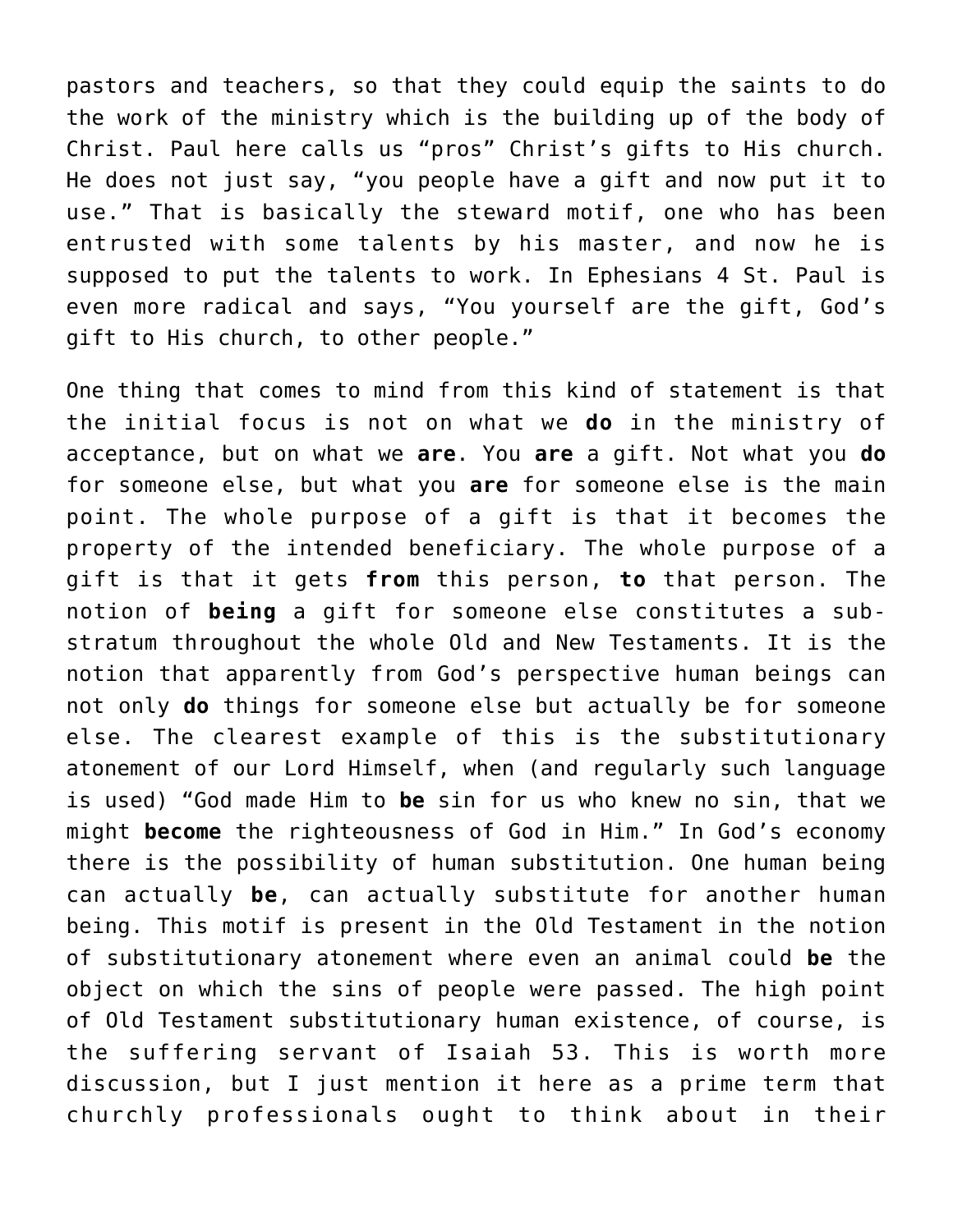pastors and teachers, so that they could equip the saints to do the work of the ministry which is the building up of the body of Christ. Paul here calls us "pros" Christ's gifts to His church. He does not just say, "you people have a gift and now put it to use." That is basically the steward motif, one who has been entrusted with some talents by his master, and now he is supposed to put the talents to work. In Ephesians 4 St. Paul is even more radical and says, "You yourself are the gift, God's gift to His church, to other people."

One thing that comes to mind from this kind of statement is that the initial focus is not on what we **do** in the ministry of acceptance, but on what we **are**. You **are** a gift. Not what you **do** for someone else, but what you **are** for someone else is the main point. The whole purpose of a gift is that it becomes the property of the intended beneficiary. The whole purpose of a gift is that it gets **from** this person, **to** that person. The notion of **being** a gift for someone else constitutes a sub-stratum throughout the whole Old and New Testaments. It is the notion that apparently from God's perspective human beings can not only **do** things for someone else but actually be for someone else. The clearest example of this is the substitutionary atonement of our Lord Himself, when (and regularly such language is used) "God made Him to **be** sin for us who knew no sin, that we might **become** the righteousness of God in Him." In God's economy there is the possibility of human substitution. One human being can actually **be**, can actually substitute for another human being. This motif is present in the Old Testament in the notion of substitutionary atonement where even an animal could **be** the object on which the sins of people were passed. The high point of Old Testament substitutionary human existence, of course, is the suffering servant of Isaiah 53. This is worth more discussion, but I just mention it here as a prime term that churchly professionals ought to think about in their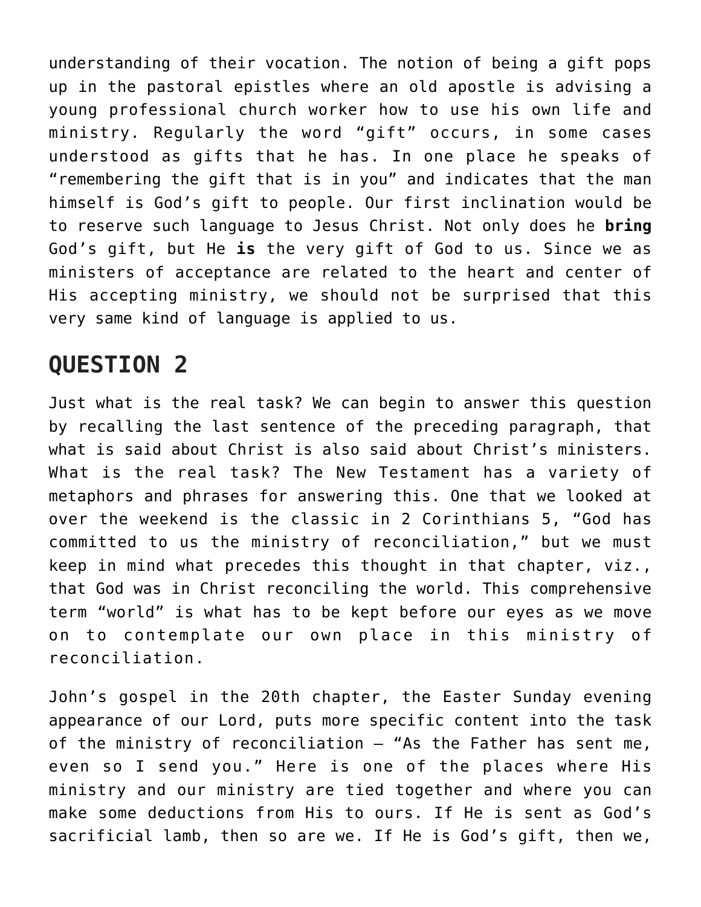understanding of their vocation. The notion of being a gift pops up in the pastoral epistles where an old apostle is advising a young professional church worker how to use his own life and ministry. Regularly the word "gift" occurs, in some cases understood as gifts that he has. In one place he speaks of "remembering the gift that is in you" and indicates that the man himself is God's gift to people. Our first inclination would be to reserve such language to Jesus Christ. Not only does he **bring** God's gift, but He **is** the very gift of God to us. Since we as ministers of acceptance are related to the heart and center of His accepting ministry, we should not be surprised that this very same kind of language is applied to us.

## QUESTION 2

Just what is the real task? We can begin to answer this question by recalling the last sentence of the preceding paragraph, that what is said about Christ is also said about Christ's ministers. What is the real task? The New Testament has a variety of metaphors and phrases for answering this. One that we looked at over the weekend is the classic in 2 Corinthians 5, "God has committed to us the ministry of reconciliation," but we must keep in mind what precedes this thought in that chapter, viz., that God was in Christ reconciling the world. This comprehensive term "world" is what has to be kept before our eyes as we move on to contemplate our own place in this ministry of reconciliation.

John's gospel in the 20th chapter, the Easter Sunday evening appearance of our Lord, puts more specific content into the task of the ministry of reconciliation – "As the Father has sent me, even so I send you." Here is one of the places where His ministry and our ministry are tied together and where you can make some deductions from His to ours. If He is sent as God's sacrificial lamb, then so are we. If He is God's gift, then we,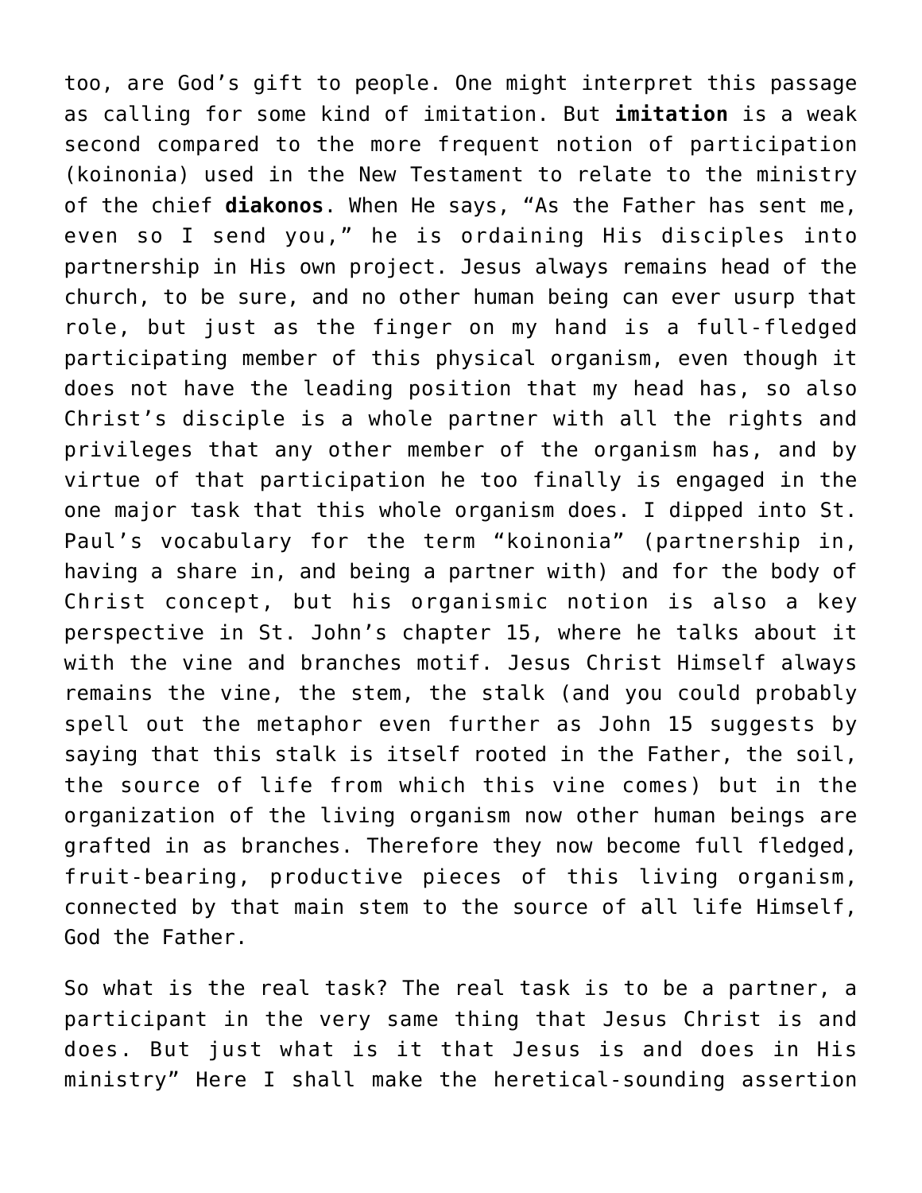too, are God’s gift to people. One might interpret this passage as calling for some kind of imitation. But **imitation** is a weak second compared to the more frequent notion of participation (koinonia) used in the New Testament to relate to the ministry of the chief **diakonos**. When He says, “As the Father has sent me, even so I send you,” he is ordaining His disciples into partnership in His own project. Jesus always remains head of the church, to be sure, and no other human being can ever usurp that role, but just as the finger on my hand is a full-fledged participating member of this physical organism, even though it does not have the leading position that my head has, so also Christ’s disciple is a whole partner with all the rights and privileges that any other member of the organism has, and by virtue of that participation he too finally is engaged in the one major task that this whole organism does. I dipped into St. Paul’s vocabulary for the term “koinonia” (partnership in, having a share in, and being a partner with) and for the body of Christ concept, but his organismic notion is also a key perspective in St. John’s chapter 15, where he talks about it with the vine and branches motif. Jesus Christ Himself always remains the vine, the stem, the stalk (and you could probably spell out the metaphor even further as John 15 suggests by saying that this stalk is itself rooted in the Father, the soil, the source of life from which this vine comes) but in the organization of the living organism now other human beings are grafted in as branches. Therefore they now become full fledged, fruit-bearing, productive pieces of this living organism, connected by that main stem to the source of all life Himself, God the Father.

So what is the real task? The real task is to be a partner, a participant in the very same thing that Jesus Christ is and does. But just what is it that Jesus is and does in His ministry” Here I shall make the heretical-sounding assertion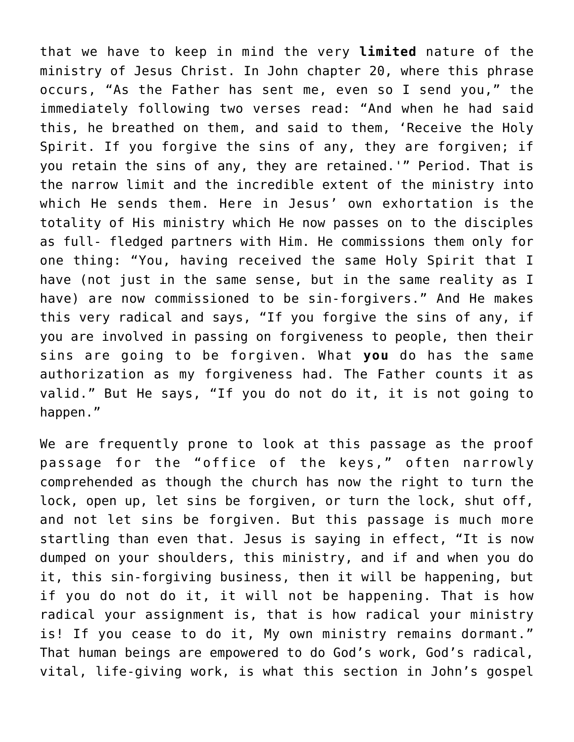that we have to keep in mind the very **limited** nature of the ministry of Jesus Christ. In John chapter 20, where this phrase occurs, “As the Father has sent me, even so I send you,” the immediately following two verses read: “And when he had said this, he breathed on them, and said to them, ‘Receive the Holy Spirit. If you forgive the sins of any, they are forgiven; if you retain the sins of any, they are retained.'” Period. That is the narrow limit and the incredible extent of the ministry into which He sends them. Here in Jesus’ own exhortation is the totality of His ministry which He now passes on to the disciples as full- fledged partners with Him. He commissions them only for one thing: “You, having received the same Holy Spirit that I have (not just in the same sense, but in the same reality as I have) are now commissioned to be sin-forgivers.” And He makes this very radical and says, “If you forgive the sins of any, if you are involved in passing on forgiveness to people, then their sins are going to be forgiven. What **you** do has the same authorization as my forgiveness had. The Father counts it as valid.” But He says, “If you do not do it, it is not going to happen.”

We are frequently prone to look at this passage as the proof passage for the “office of the keys,” often narrowly comprehended as though the church has now the right to turn the lock, open up, let sins be forgiven, or turn the lock, shut off, and not let sins be forgiven. But this passage is much more startling than even that. Jesus is saying in effect, “It is now dumped on your shoulders, this ministry, and if and when you do it, this sin-forgiving business, then it will be happening, but if you do not do it, it will not be happening. That is how radical your assignment is, that is how radical your ministry is! If you cease to do it, My own ministry remains dormant.” That human beings are empowered to do God’s work, God’s radical, vital, life-giving work, is what this section in John’s gospel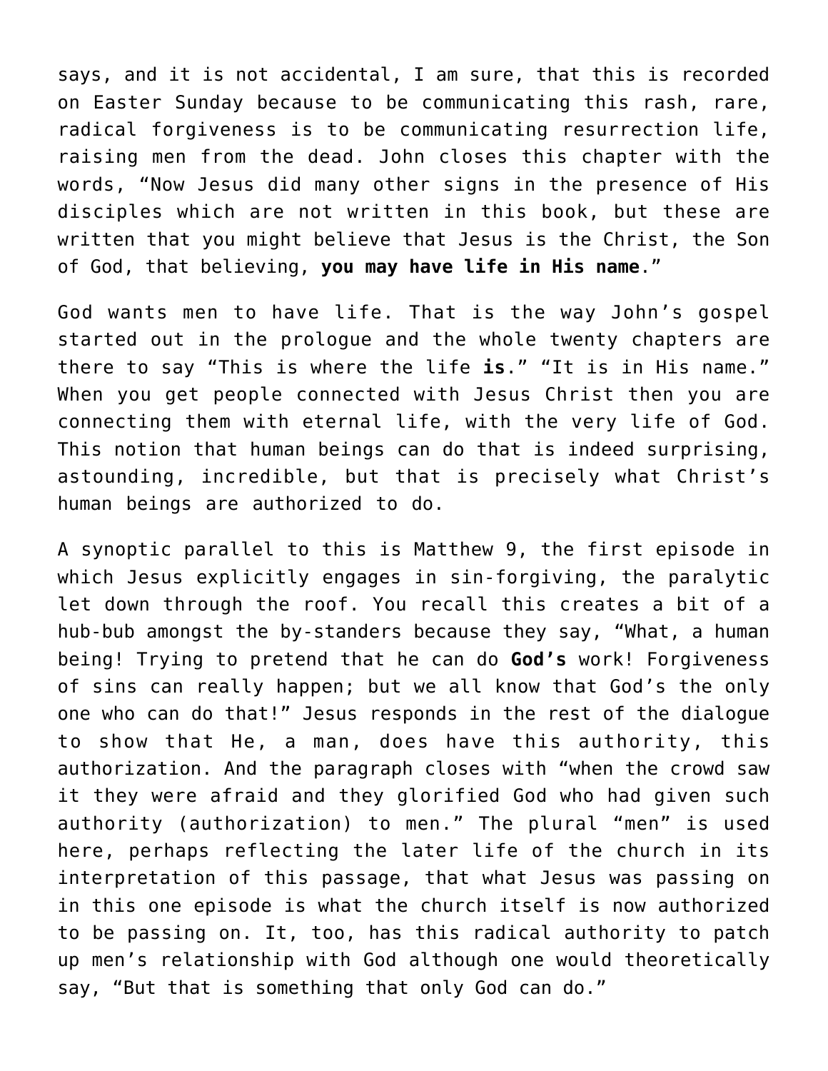says, and it is not accidental, I am sure, that this is recorded on Easter Sunday because to be communicating this rash, rare, radical forgiveness is to be communicating resurrection life, raising men from the dead. John closes this chapter with the words, "Now Jesus did many other signs in the presence of His disciples which are not written in this book, but these are written that you might believe that Jesus is the Christ, the Son of God, that believing, **you may have life in His name**."

God wants men to have life. That is the way John's gospel started out in the prologue and the whole twenty chapters are there to say "This is where the life **is**." "It is in His name." When you get people connected with Jesus Christ then you are connecting them with eternal life, with the very life of God. This notion that human beings can do that is indeed surprising, astounding, incredible, but that is precisely what Christ's human beings are authorized to do.

A synoptic parallel to this is Matthew 9, the first episode in which Jesus explicitly engages in sin-forgiving, the paralytic let down through the roof. You recall this creates a bit of a hub-bub amongst the by-standers because they say, "What, a human being! Trying to pretend that he can do **God's** work! Forgiveness of sins can really happen; but we all know that God's the only one who can do that!" Jesus responds in the rest of the dialogue to show that He, a man, does have this authority, this authorization. And the paragraph closes with "when the crowd saw it they were afraid and they glorified God who had given such authority (authorization) to men." The plural "men" is used here, perhaps reflecting the later life of the church in its interpretation of this passage, that what Jesus was passing on in this one episode is what the church itself is now authorized to be passing on. It, too, has this radical authority to patch up men's relationship with God although one would theoretically say, "But that is something that only God can do."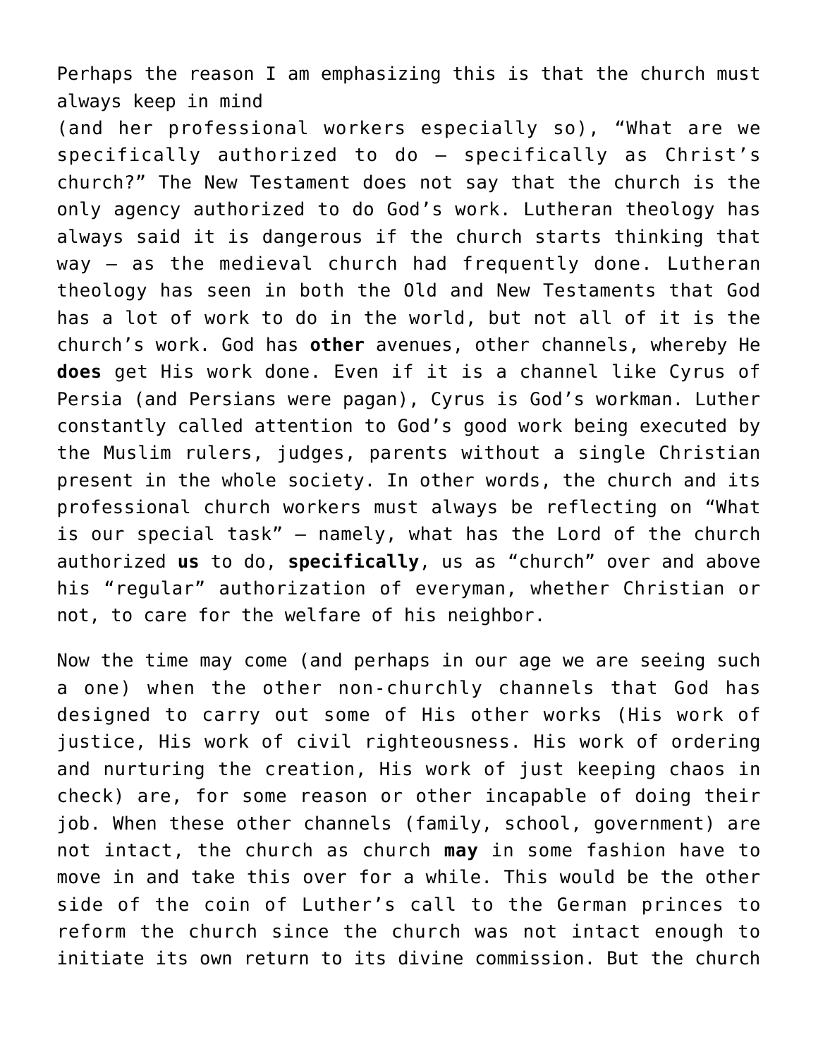Perhaps the reason I am emphasizing this is that the church must always keep in mind
(and her professional workers especially so), "What are we specifically authorized to do – specifically as Christ's church?" The New Testament does not say that the church is the only agency authorized to do God's work. Lutheran theology has always said it is dangerous if the church starts thinking that way – as the medieval church had frequently done. Lutheran theology has seen in both the Old and New Testaments that God has a lot of work to do in the world, but not all of it is the church's work. God has **other** avenues, other channels, whereby He **does** get His work done. Even if it is a channel like Cyrus of Persia (and Persians were pagan), Cyrus is God's workman. Luther constantly called attention to God's good work being executed by the Muslim rulers, judges, parents without a single Christian present in the whole society. In other words, the church and its professional church workers must always be reflecting on "What is our special task" – namely, what has the Lord of the church authorized **us** to do, **specifically**, us as "church" over and above his "regular" authorization of everyman, whether Christian or not, to care for the welfare of his neighbor.

Now the time may come (and perhaps in our age we are seeing such a one) when the other non-churchly channels that God has designed to carry out some of His other works (His work of justice, His work of civil righteousness. His work of ordering and nurturing the creation, His work of just keeping chaos in check) are, for some reason or other incapable of doing their job. When these other channels (family, school, government) are not intact, the church as church **may** in some fashion have to move in and take this over for a while. This would be the other side of the coin of Luther's call to the German princes to reform the church since the church was not intact enough to initiate its own return to its divine commission. But the church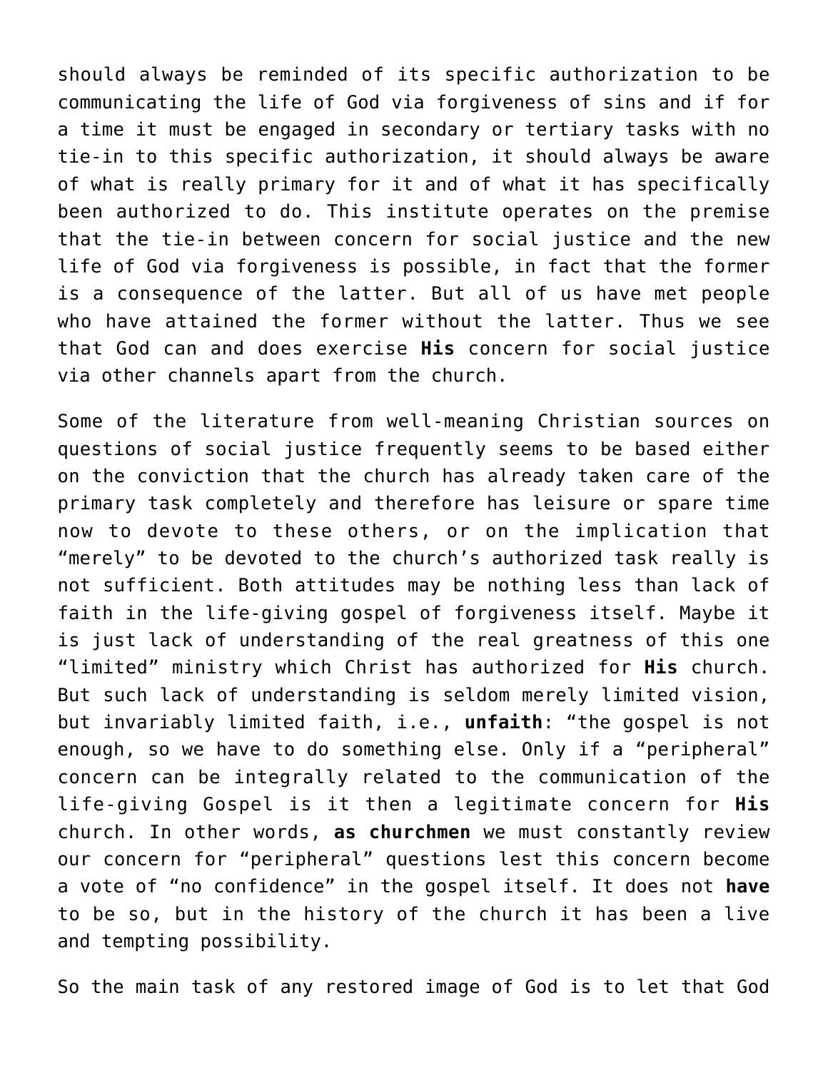should always be reminded of its specific authorization to be communicating the life of God via forgiveness of sins and if for a time it must be engaged in secondary or tertiary tasks with no tie-in to this specific authorization, it should always be aware of what is really primary for it and of what it has specifically been authorized to do. This institute operates on the premise that the tie-in between concern for social justice and the new life of God via forgiveness is possible, in fact that the former is a consequence of the latter. But all of us have met people who have attained the former without the latter. Thus we see that God can and does exercise **His** concern for social justice via other channels apart from the church.

Some of the literature from well-meaning Christian sources on questions of social justice frequently seems to be based either on the conviction that the church has already taken care of the primary task completely and therefore has leisure or spare time now to devote to these others, or on the implication that "merely" to be devoted to the church's authorized task really is not sufficient. Both attitudes may be nothing less than lack of faith in the life-giving gospel of forgiveness itself. Maybe it is just lack of understanding of the real greatness of this one "limited" ministry which Christ has authorized for **His** church. But such lack of understanding is seldom merely limited vision, but invariably limited faith, i.e., **unfaith**: "the gospel is not enough, so we have to do something else. Only if a "peripheral" concern can be integrally related to the communication of the life-giving Gospel is it then a legitimate concern for **His** church. In other words, **as churchmen** we must constantly review our concern for "peripheral" questions lest this concern become a vote of "no confidence" in the gospel itself. It does not **have** to be so, but in the history of the church it has been a live and tempting possibility.

So the main task of any restored image of God is to let that God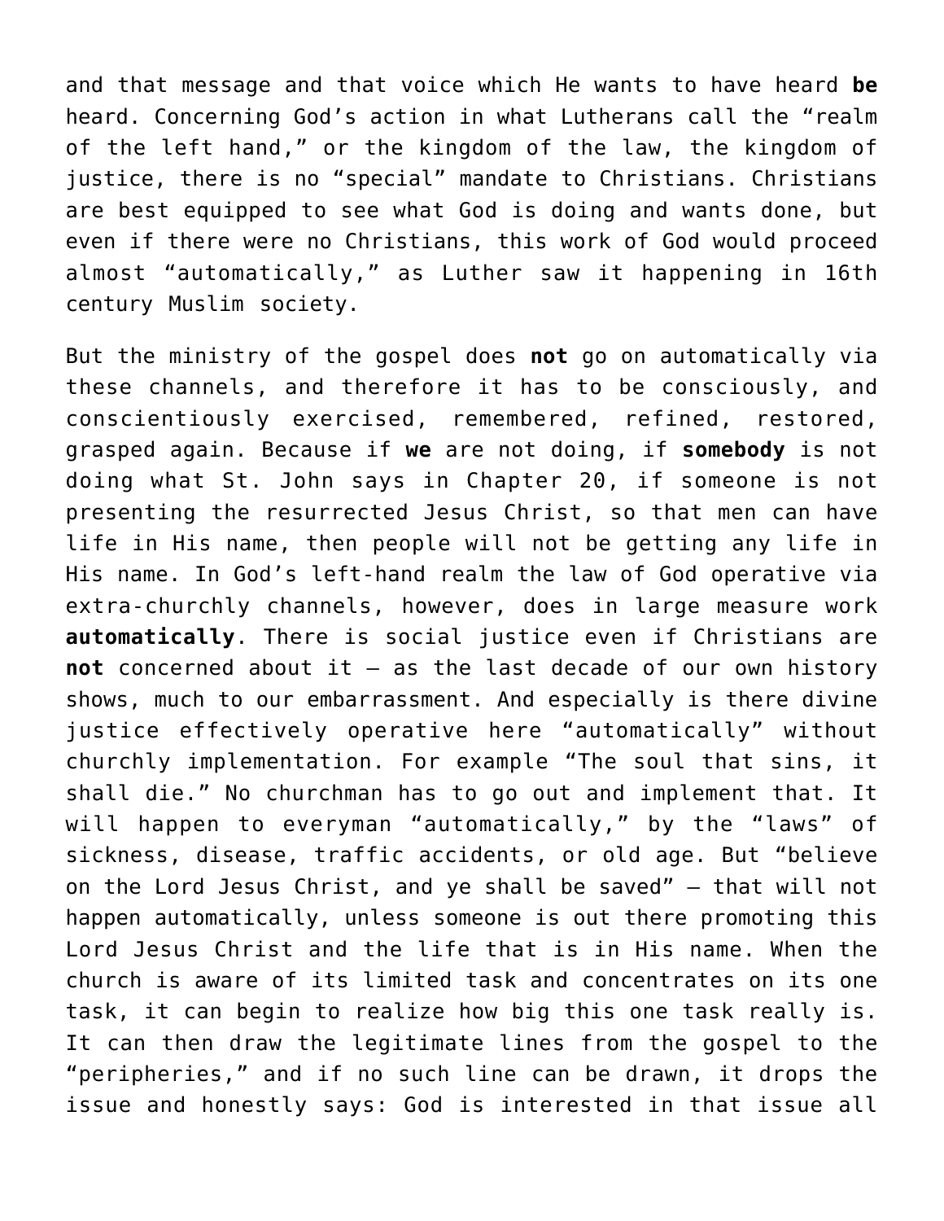and that message and that voice which He wants to have heard **be** heard. Concerning God's action in what Lutherans call the "realm of the left hand," or the kingdom of the law, the kingdom of justice, there is no "special" mandate to Christians. Christians are best equipped to see what God is doing and wants done, but even if there were no Christians, this work of God would proceed almost "automatically," as Luther saw it happening in 16th century Muslim society.

But the ministry of the gospel does **not** go on automatically via these channels, and therefore it has to be consciously, and conscientiously exercised, remembered, refined, restored, grasped again. Because if **we** are not doing, if **somebody** is not doing what St. John says in Chapter 20, if someone is not presenting the resurrected Jesus Christ, so that men can have life in His name, then people will not be getting any life in His name. In God's left-hand realm the law of God operative via extra-churchly channels, however, does in large measure work **automatically**. There is social justice even if Christians are **not** concerned about it – as the last decade of our own history shows, much to our embarrassment. And especially is there divine justice effectively operative here "automatically" without churchly implementation. For example "The soul that sins, it shall die." No churchman has to go out and implement that. It will happen to everyman "automatically," by the "laws" of sickness, disease, traffic accidents, or old age. But "believe on the Lord Jesus Christ, and ye shall be saved" – that will not happen automatically, unless someone is out there promoting this Lord Jesus Christ and the life that is in His name. When the church is aware of its limited task and concentrates on its one task, it can begin to realize how big this one task really is. It can then draw the legitimate lines from the gospel to the "peripheries," and if no such line can be drawn, it drops the issue and honestly says: God is interested in that issue all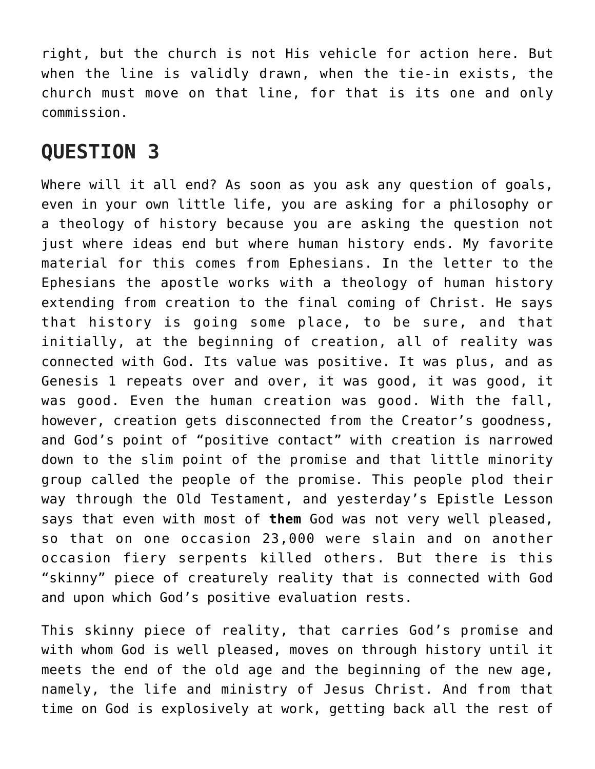right, but the church is not His vehicle for action here. But when the line is validly drawn, when the tie-in exists, the church must move on that line, for that is its one and only commission.

## QUESTION 3

Where will it all end? As soon as you ask any question of goals, even in your own little life, you are asking for a philosophy or a theology of history because you are asking the question not just where ideas end but where human history ends. My favorite material for this comes from Ephesians. In the letter to the Ephesians the apostle works with a theology of human history extending from creation to the final coming of Christ. He says that history is going some place, to be sure, and that initially, at the beginning of creation, all of reality was connected with God. Its value was positive. It was plus, and as Genesis 1 repeats over and over, it was good, it was good, it was good. Even the human creation was good. With the fall, however, creation gets disconnected from the Creator's goodness, and God's point of "positive contact" with creation is narrowed down to the slim point of the promise and that little minority group called the people of the promise. This people plod their way through the Old Testament, and yesterday's Epistle Lesson says that even with most of **them** God was not very well pleased, so that on one occasion 23,000 were slain and on another occasion fiery serpents killed others. But there is this "skinny" piece of creaturely reality that is connected with God and upon which God's positive evaluation rests.

This skinny piece of reality, that carries God's promise and with whom God is well pleased, moves on through history until it meets the end of the old age and the beginning of the new age, namely, the life and ministry of Jesus Christ. And from that time on God is explosively at work, getting back all the rest of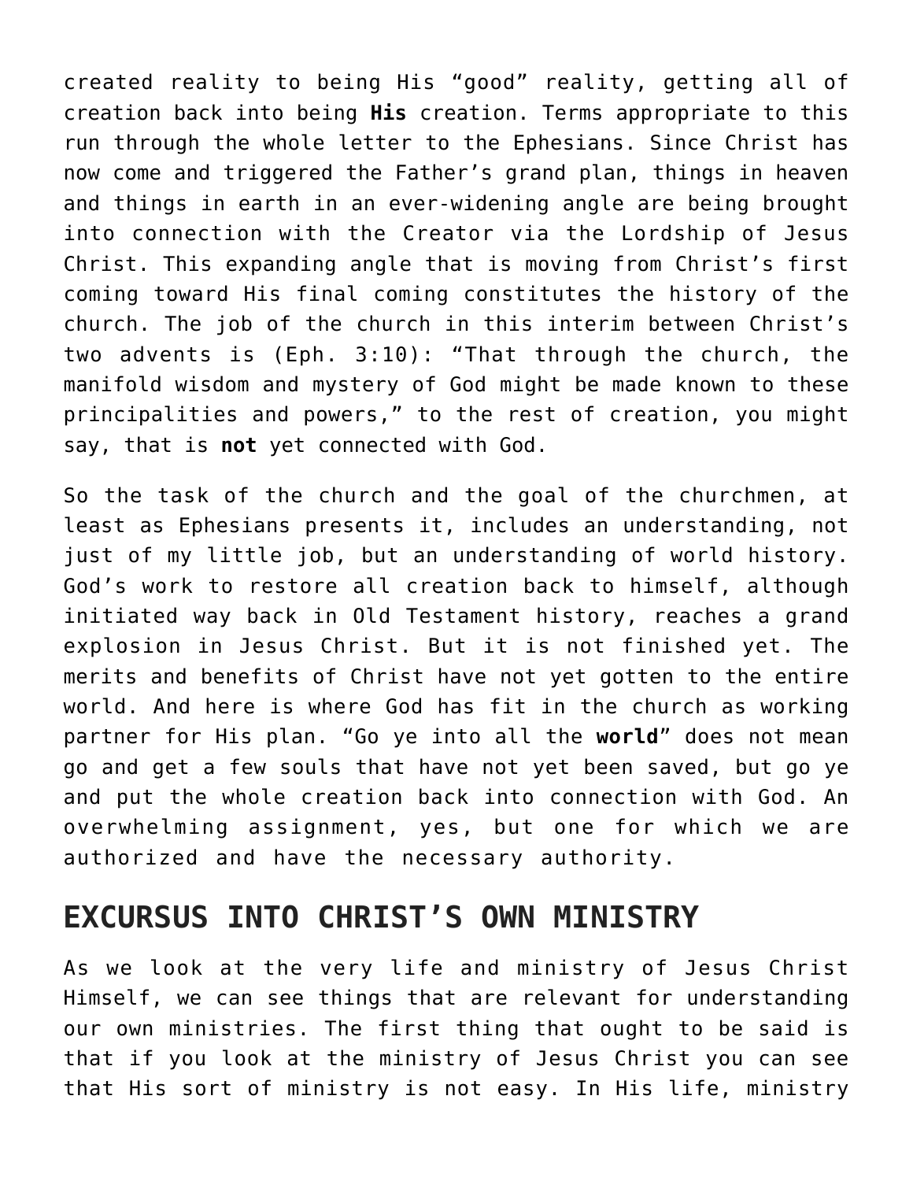created reality to being His "good" reality, getting all of creation back into being **His** creation. Terms appropriate to this run through the whole letter to the Ephesians. Since Christ has now come and triggered the Father's grand plan, things in heaven and things in earth in an ever-widening angle are being brought into connection with the Creator via the Lordship of Jesus Christ. This expanding angle that is moving from Christ's first coming toward His final coming constitutes the history of the church. The job of the church in this interim between Christ's two advents is (Eph. 3:10): "That through the church, the manifold wisdom and mystery of God might be made known to these principalities and powers," to the rest of creation, you might say, that is **not** yet connected with God.

So the task of the church and the goal of the churchmen, at least as Ephesians presents it, includes an understanding, not just of my little job, but an understanding of world history. God's work to restore all creation back to himself, although initiated way back in Old Testament history, reaches a grand explosion in Jesus Christ. But it is not finished yet. The merits and benefits of Christ have not yet gotten to the entire world. And here is where God has fit in the church as working partner for His plan. "Go ye into all the **world**" does not mean go and get a few souls that have not yet been saved, but go ye and put the whole creation back into connection with God. An overwhelming assignment, yes, but one for which we are authorized and have the necessary authority.

## EXCURSUS INTO CHRIST'S OWN MINISTRY

As we look at the very life and ministry of Jesus Christ Himself, we can see things that are relevant for understanding our own ministries. The first thing that ought to be said is that if you look at the ministry of Jesus Christ you can see that His sort of ministry is not easy. In His life, ministry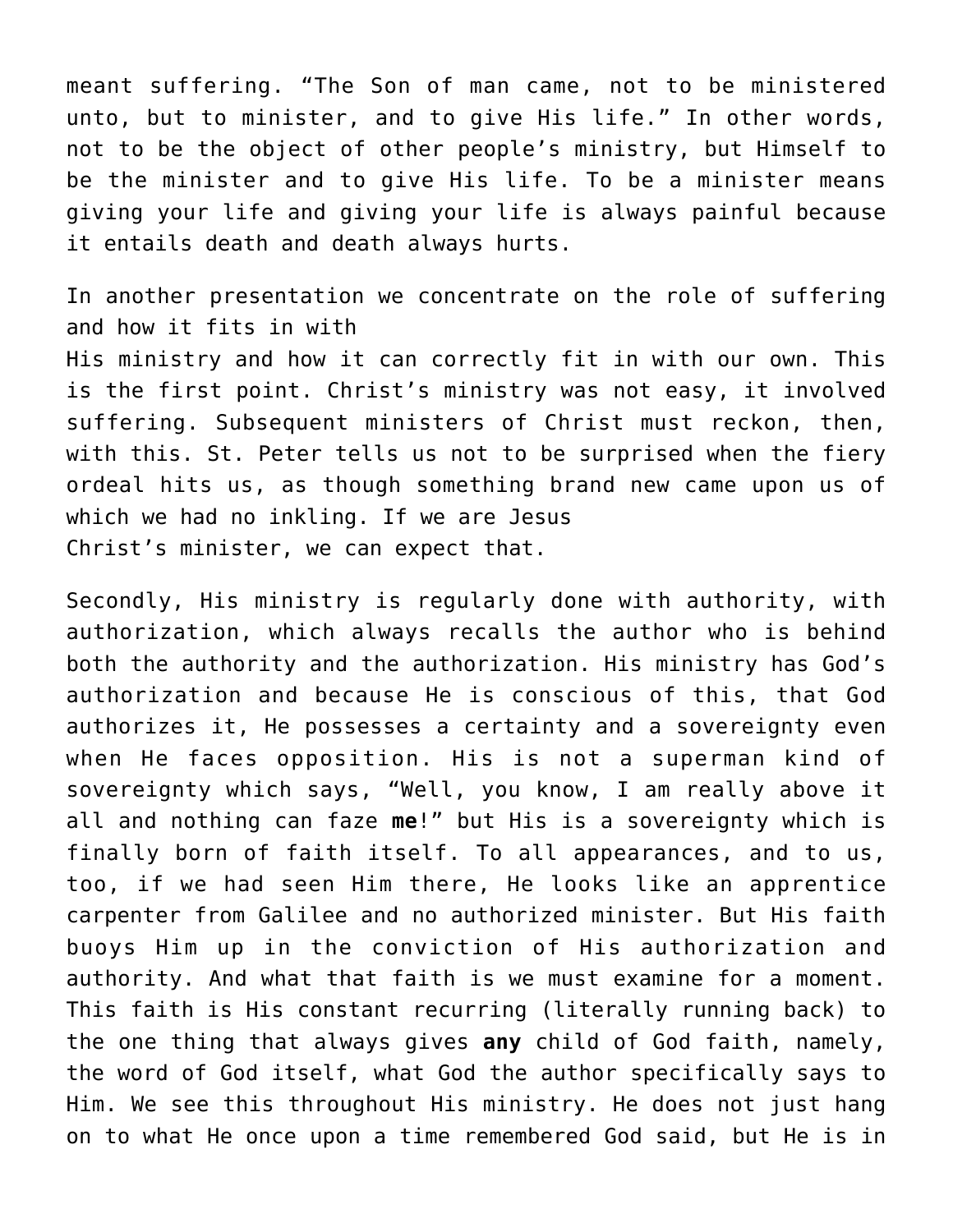meant suffering. "The Son of man came, not to be ministered unto, but to minister, and to give His life." In other words, not to be the object of other people's ministry, but Himself to be the minister and to give His life. To be a minister means giving your life and giving your life is always painful because it entails death and death always hurts.

In another presentation we concentrate on the role of suffering and how it fits in with His ministry and how it can correctly fit in with our own. This is the first point. Christ's ministry was not easy, it involved suffering. Subsequent ministers of Christ must reckon, then, with this. St. Peter tells us not to be surprised when the fiery ordeal hits us, as though something brand new came upon us of which we had no inkling. If we are Jesus Christ's minister, we can expect that.

Secondly, His ministry is regularly done with authority, with authorization, which always recalls the author who is behind both the authority and the authorization. His ministry has God's authorization and because He is conscious of this, that God authorizes it, He possesses a certainty and a sovereignty even when He faces opposition. His is not a superman kind of sovereignty which says, "Well, you know, I am really above it all and nothing can faze **me**!" but His is a sovereignty which is finally born of faith itself. To all appearances, and to us, too, if we had seen Him there, He looks like an apprentice carpenter from Galilee and no authorized minister. But His faith buoys Him up in the conviction of His authorization and authority. And what that faith is we must examine for a moment. This faith is His constant recurring (literally running back) to the one thing that always gives **any** child of God faith, namely, the word of God itself, what God the author specifically says to Him. We see this throughout His ministry. He does not just hang on to what He once upon a time remembered God said, but He is in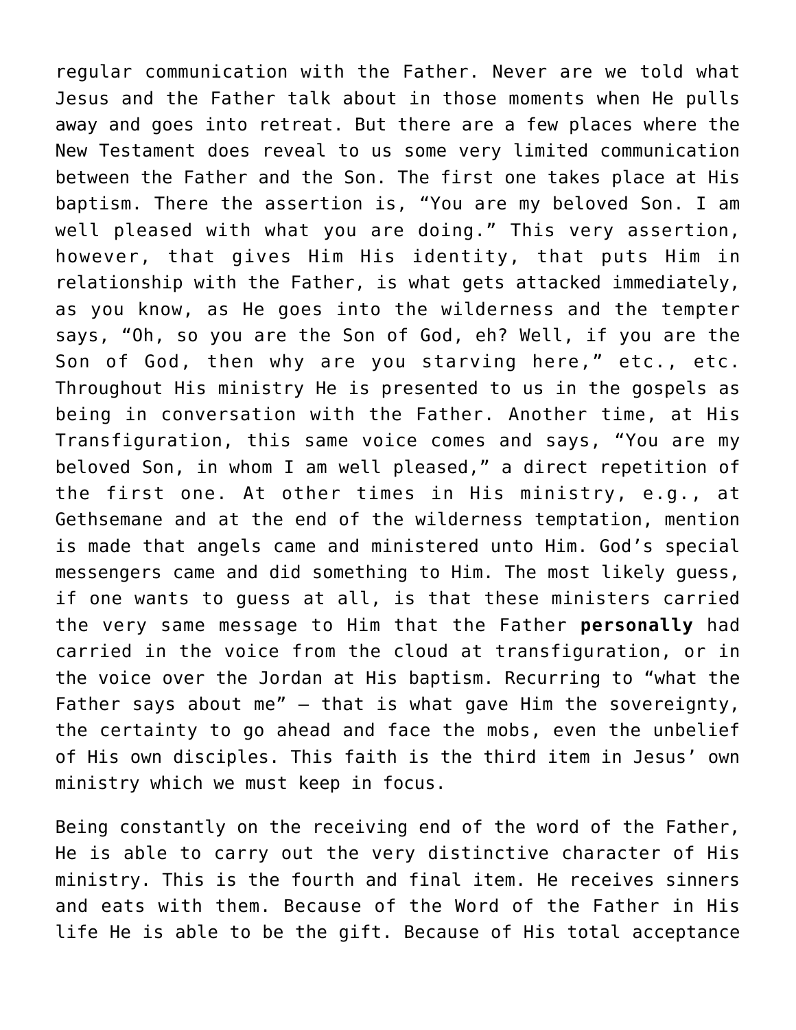regular communication with the Father. Never are we told what Jesus and the Father talk about in those moments when He pulls away and goes into retreat. But there are a few places where the New Testament does reveal to us some very limited communication between the Father and the Son. The first one takes place at His baptism. There the assertion is, “You are my beloved Son. I am well pleased with what you are doing.” This very assertion, however, that gives Him His identity, that puts Him in relationship with the Father, is what gets attacked immediately, as you know, as He goes into the wilderness and the tempter says, “Oh, so you are the Son of God, eh? Well, if you are the Son of God, then why are you starving here,” etc., etc. Throughout His ministry He is presented to us in the gospels as being in conversation with the Father. Another time, at His Transfiguration, this same voice comes and says, “You are my beloved Son, in whom I am well pleased,” a direct repetition of the first one. At other times in His ministry, e.g., at Gethsemane and at the end of the wilderness temptation, mention is made that angels came and ministered unto Him. God’s special messengers came and did something to Him. The most likely guess, if one wants to guess at all, is that these ministers carried the very same message to Him that the Father **personally** had carried in the voice from the cloud at transfiguration, or in the voice over the Jordan at His baptism. Recurring to “what the Father says about me” — that is what gave Him the sovereignty, the certainty to go ahead and face the mobs, even the unbelief of His own disciples. This faith is the third item in Jesus’ own ministry which we must keep in focus.

Being constantly on the receiving end of the word of the Father, He is able to carry out the very distinctive character of His ministry. This is the fourth and final item. He receives sinners and eats with them. Because of the Word of the Father in His life He is able to be the gift. Because of His total acceptance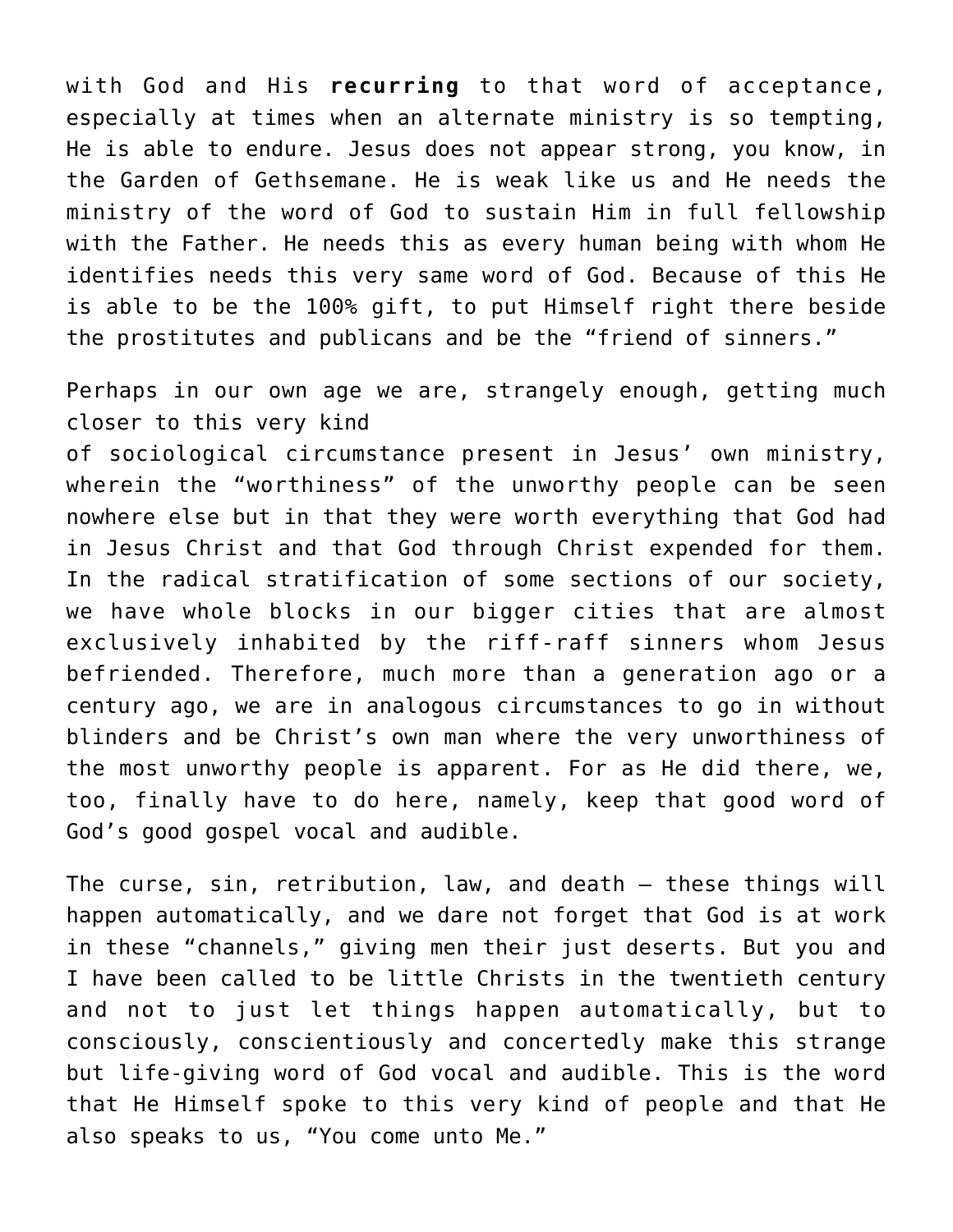with God and His **recurring** to that word of acceptance, especially at times when an alternate ministry is so tempting, He is able to endure. Jesus does not appear strong, you know, in the Garden of Gethsemane. He is weak like us and He needs the ministry of the word of God to sustain Him in full fellowship with the Father. He needs this as every human being with whom He identifies needs this very same word of God. Because of this He is able to be the 100% gift, to put Himself right there beside the prostitutes and publicans and be the "friend of sinners."

Perhaps in our own age we are, strangely enough, getting much closer to this very kind of sociological circumstance present in Jesus' own ministry, wherein the "worthiness" of the unworthy people can be seen nowhere else but in that they were worth everything that God had in Jesus Christ and that God through Christ expended for them. In the radical stratification of some sections of our society, we have whole blocks in our bigger cities that are almost exclusively inhabited by the riff-raff sinners whom Jesus befriended. Therefore, much more than a generation ago or a century ago, we are in analogous circumstances to go in without blinders and be Christ's own man where the very unworthiness of the most unworthy people is apparent. For as He did there, we, too, finally have to do here, namely, keep that good word of God's good gospel vocal and audible.

The curse, sin, retribution, law, and death – these things will happen automatically, and we dare not forget that God is at work in these "channels," giving men their just deserts. But you and I have been called to be little Christs in the twentieth century and not to just let things happen automatically, but to consciously, conscientiously and concertedly make this strange but life-giving word of God vocal and audible. This is the word that He Himself spoke to this very kind of people and that He also speaks to us, "You come unto Me."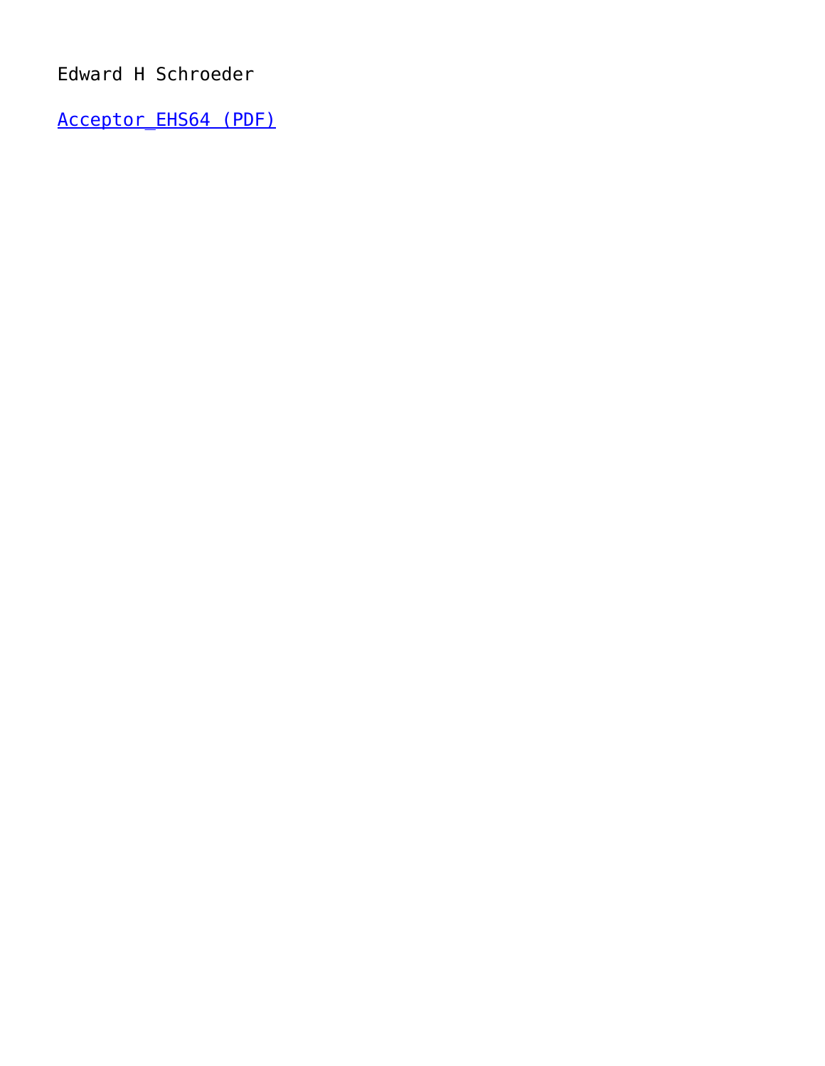Edward H Schroeder

[Acceptor_EHS64 (PDF)]